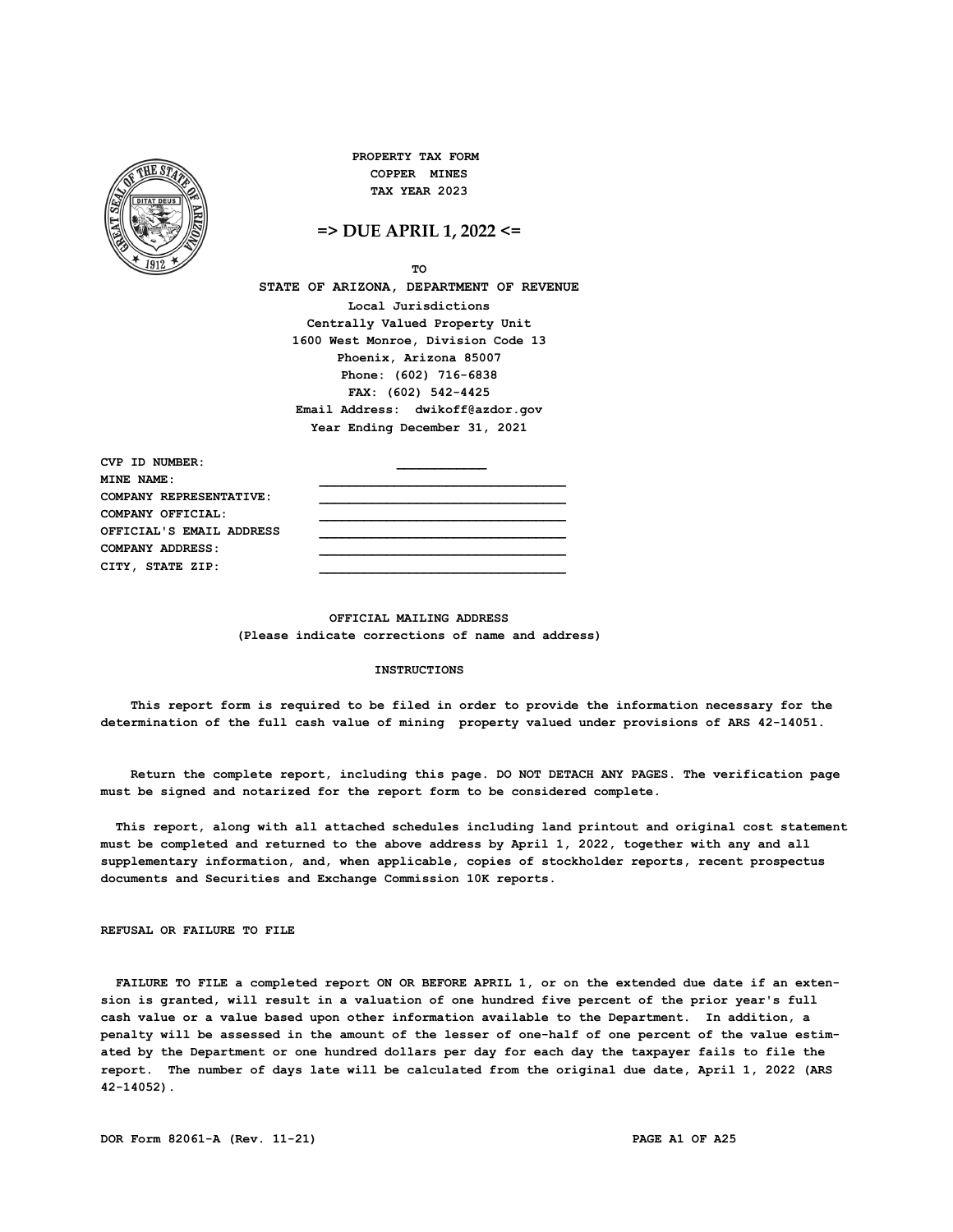# PROPERTY TAX FORM
## COPPER MINES
## TAX YEAR 2023

**=> DUE APRIL 1, 2022 <=**

TO

**STATE OF ARIZONA, DEPARTMENT OF REVENUE**
Local Jurisdictions
Centrally Valued Property Unit
1600 West Monroe, Division Code 13
Phoenix, Arizona 85007
Phone: (602) 716-6838
FAX: (602) 542-4425
Email Address: dwikoff@azdor.gov
Year Ending December 31, 2021

CVP ID NUMBER: ___________
MINE NAME: ________________________________
COMPANY REPRESENTATIVE: ________________________________
COMPANY OFFICIAL: ________________________________
OFFICIAL'S EMAIL ADDRESS ________________________________
COMPANY ADDRESS: ________________________________
CITY, STATE ZIP: ________________________________

OFFICIAL MAILING ADDRESS
(Please indicate corrections of name and address)

## INSTRUCTIONS

This report form is required to be filed in order to provide the information necessary for the determination of the full cash value of mining property valued under provisions of ARS 42-14051.

Return the complete report, including this page. DO NOT DETACH ANY PAGES. The verification page must be signed and notarized for the report form to be considered complete.

This report, along with all attached schedules including land printout and original cost statement must be completed and returned to the above address by April 1, 2022, together with any and all supplementary information, and, when applicable, copies of stockholder reports, recent prospectus documents and Securities and Exchange Commission 10K reports.

## REFUSAL OR FAILURE TO FILE

FAILURE TO FILE a completed report ON OR BEFORE APRIL 1, or on the extended due date if an extension is granted, will result in a valuation of one hundred five percent of the prior year's full cash value or a value based upon other information available to the Department. In addition, a penalty will be assessed in the amount of the lesser of one-half of one percent of the value estimated by the Department or one hundred dollars per day for each day the taxpayer fails to file the report. The number of days late will be calculated from the original due date, April 1, 2022 (ARS 42-14052).

DOR Form 82061-A (Rev. 11-21)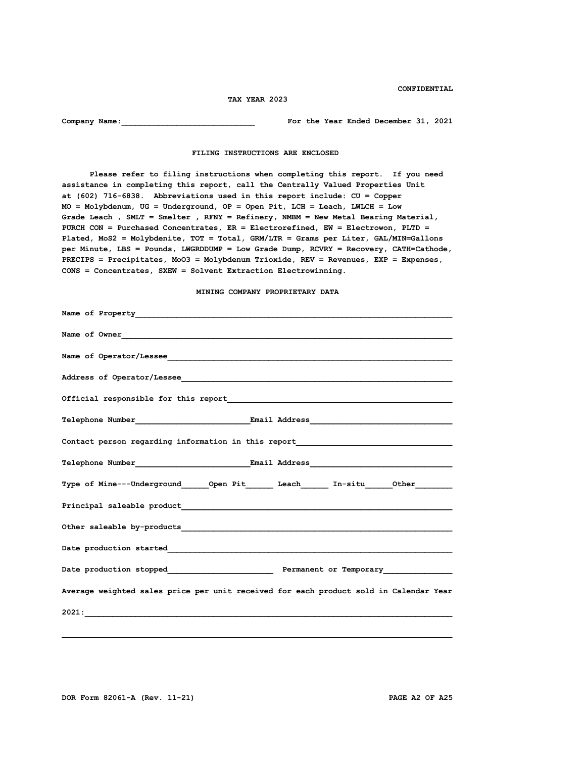CONFIDENTIAL

TAX YEAR 2023

**Company Name:______________________________ For the Year Ended December 31, 2021**

**FILING INSTRUCTIONS ARE ENCLOSED**

Please refer to filing instructions when completing this report. If you need assistance in completing this report, call the Centrally Valued Properties Unit at (602) 716-6838. Abbreviations used in this report include: CU = Copper MO = Molybdenum, UG = Underground, OP = Open Pit, LCH = Leach, LWLCH = Low Grade Leach , SMLT = Smelter , RFNY = Refinery, NMBM = New Metal Bearing Material, PURCH CON = Purchased Concentrates, ER = Electrorefined, EW = Electrowon, PLTD = Plated, $MoS_2$ = Molybdenite, TOT = Total, GRM/LTR = Grams per Liter, GAL/MIN=Gallons per Minute, LBS = Pounds, LWGRDDUMP = Low Grade Dump, RCVRY = Recovery, CATH=Cathode, PRECIPS = Precipitates, $MoO_3$ = Molybdenum Trioxide, REV = Revenues, EXP = Expenses, CONS = Concentrates, SXEW = Solvent Extraction Electrowinning.

**MINING COMPANY PROPRIETARY DATA**

Name of Property_______________________________________________________________________

Name of Owner__________________________________________________________________________

Name of Operator/Lessee________________________________________________________________

Address of Operator/Lessee_____________________________________________________________

Official responsible for this report___________________________________________________

Telephone Number_________________________Email Address________________________________

Contact person regarding information in this report___________________________________

Telephone Number_________________________Email Address________________________________

Type of Mine---Underground_____Open Pit______ Leach______ In-situ_____Other________

Principal saleable product_____________________________________________________________

Other saleable by-products_____________________________________________________________

Date production started________________________________________________________________

Date production stopped_______________________ Permanent or Temporary_______________

Average weighted sales price per unit received for each product sold in Calendar Year 2021:_____________________________________________________________________________

________________________________________________________________________________________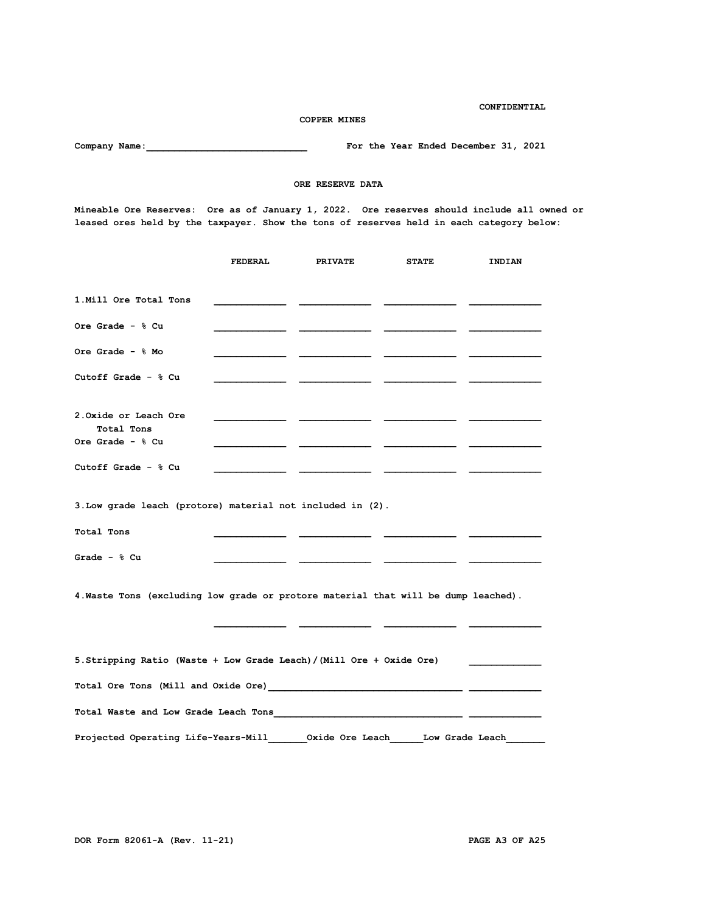CONFIDENTIAL

**COPPER MINES**

**Company Name:**_____________________________ **For the Year Ended December 31, 2021**

## ORE RESERVE DATA

**Mineable Ore Reserves: Ore as of January 1, 2022. Ore reserves should include all owned or leased ores held by the taxpayer. Show the tons of reserves held in each category below:**

| | FEDERAL | PRIVATE | STATE | INDIAN |
|---|---|---|---|---|
| 1.Mill Ore Total Tons | ____________ | ____________ | ____________ | ____________ |
| Ore Grade - % Cu | ____________ | ____________ | ____________ | ____________ |
| Ore Grade - % Mo | ____________ | ____________ | ____________ | ____________ |
| Cutoff Grade - % Cu | ____________ | ____________ | ____________ | ____________ |
| 2.Oxide or Leach Ore Total Tons | ____________ | ____________ | ____________ | ____________ |
| Ore Grade - % Cu | ____________ | ____________ | ____________ | ____________ |
| Cutoff Grade - % Cu | ____________ | ____________ | ____________ | ____________ |
| 3.Low grade leach (protore) material not included in (2). | | | | |
| Total Tons | ____________ | ____________ | ____________ | ____________ |
| Grade - % Cu | ____________ | ____________ | ____________ | ____________ |
| 4.Waste Tons (excluding low grade or protore material that will be dump leached). | | | | |
| | ____________ | ____________ | ____________ | ____________ |

**5.Stripping Ratio (Waste + Low Grade Leach)/(Mill Ore + Oxide Ore)** ____________

**Total Ore Tons (Mill and Oxide Ore)**__________________________________ ____________

**Total Waste and Low Grade Leach Tons**_________________________________ ____________

**Projected Operating Life-Years-Mill**______**Oxide Ore Leach**_____**Low Grade Leach**______

DOR Form 82061-A (Rev. 11-21)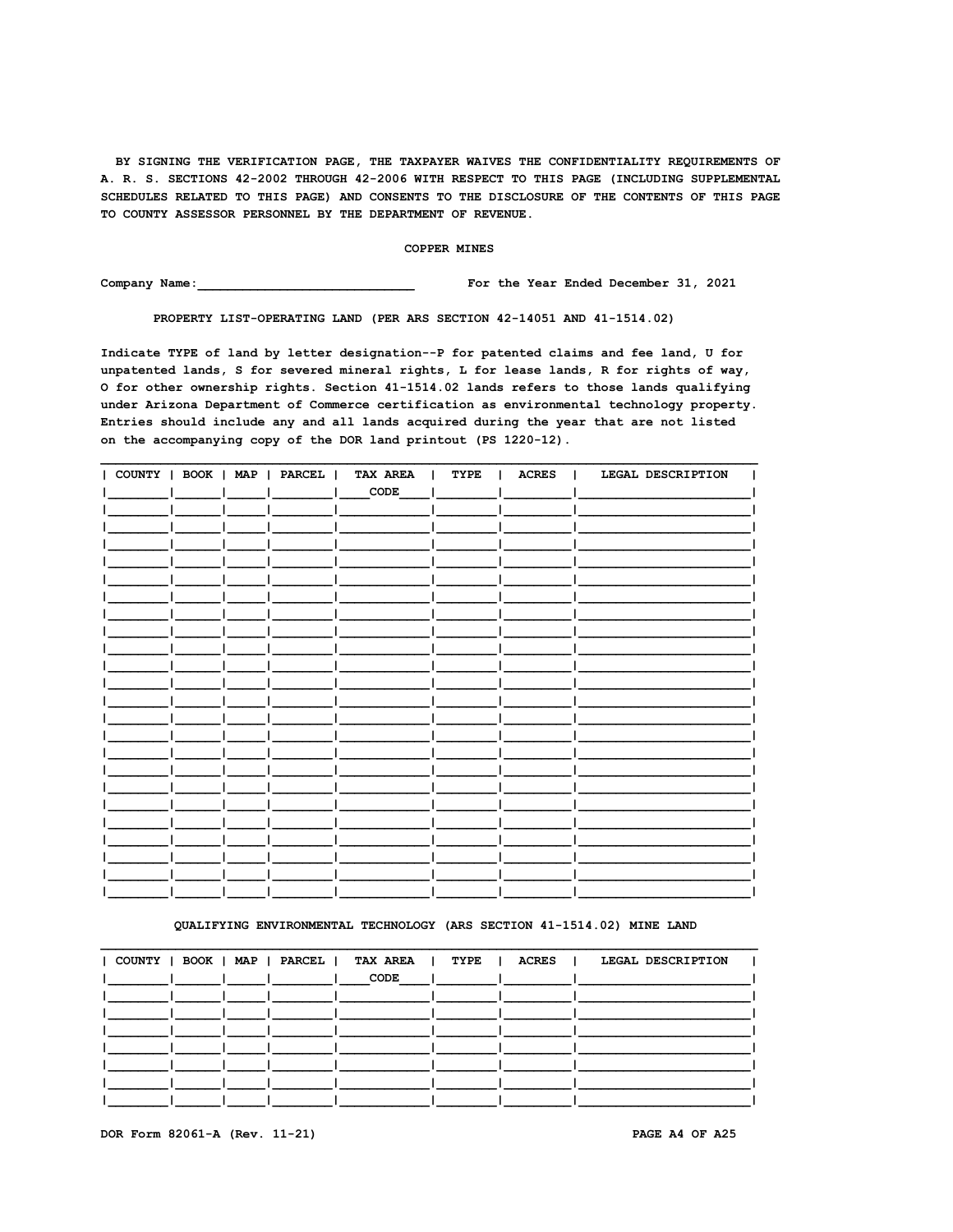**BY SIGNING THE VERIFICATION PAGE, THE TAXPAYER WAIVES THE CONFIDENTIALITY REQUIREMENTS OF A. R. S. SECTIONS 42-2002 THROUGH 42-2006 WITH RESPECT TO THIS PAGE (INCLUDING SUPPLEMENTAL SCHEDULES RELATED TO THIS PAGE) AND CONSENTS TO THE DISCLOSURE OF THE CONTENTS OF THIS PAGE TO COUNTY ASSESSOR PERSONNEL BY THE DEPARTMENT OF REVENUE.**

## COPPER MINES

**Company Name:**_____________________________ **For the Year Ended December 31, 2021**

### PROPERTY LIST-OPERATING LAND (PER ARS SECTION 42-14051 AND 41-1514.02)

**Indicate TYPE of land by letter designation--P for patented claims and fee land, U for unpatented lands, S for severed mineral rights, L for lease lands, R for rights of way, O for other ownership rights. Section 41-1514.02 lands refers to those lands qualifying under Arizona Department of Commerce certification as environmental technology property. Entries should include any and all lands acquired during the year that are not listed on the accompanying copy of the DOR land printout (PS 1220-12).**

| COUNTY | BOOK | MAP | PARCEL | TAX AREA CODE | TYPE | ACRES | LEGAL DESCRIPTION |
|---|---|---|---|---|---|---|---|
| | | | | | | | |
| | | | | | | | |
| | | | | | | | |
| | | | | | | | |
| | | | | | | | |
| | | | | | | | |
| | | | | | | | |
| | | | | | | | |
| | | | | | | | |
| | | | | | | | |
| | | | | | | | |
| | | | | | | | |
| | | | | | | | |
| | | | | | | | |
| | | | | | | | |
| | | | | | | | |
| | | | | | | | |
| | | | | | | | |
| | | | | | | | |
| | | | | | | | |
| | | | | | | | |
| | | | | | | | |
| | | | | | | | |
| | | | | | | | |

### QUALIFYING ENVIRONMENTAL TECHNOLOGY (ARS SECTION 41-1514.02) MINE LAND

| COUNTY | BOOK | MAP | PARCEL | TAX AREA CODE | TYPE | ACRES | LEGAL DESCRIPTION |
|---|---|---|---|---|---|---|---|
| | | | | | | | |
| | | | | | | | |
| | | | | | | | |
| | | | | | | | |
| | | | | | | | |
| | | | | | | | |
| | | | | | | | |

DOR Form 82061-A (Rev. 11-21)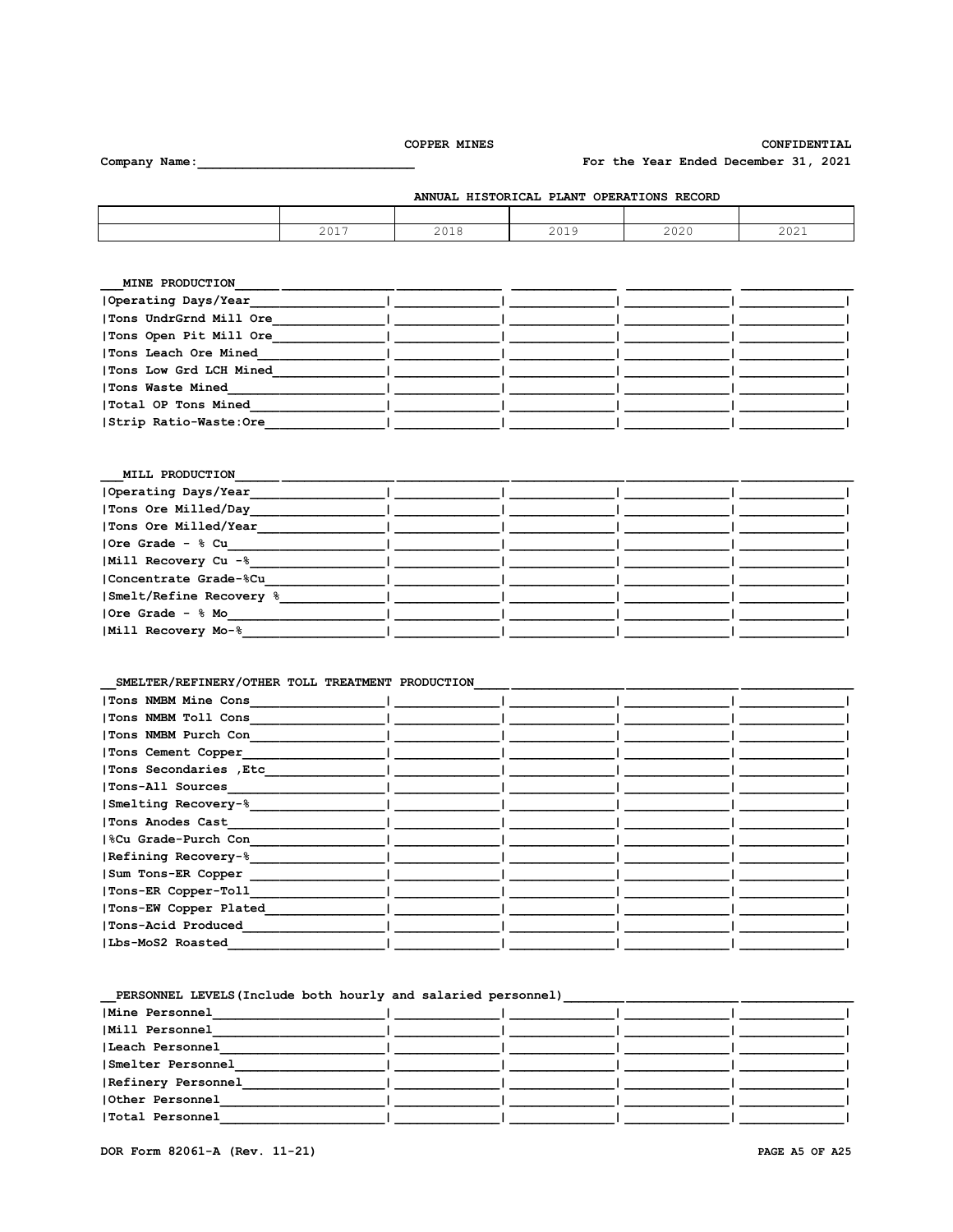COPPER MINES　　　　CONFIDENTIAL

Company Name:____________________________

For the Year Ended December 31, 2021

## ANNUAL HISTORICAL PLANT OPERATIONS RECORD

| | 2017 | 2018 | 2019 | 2020 | 2021 |
|---|---|---|---|---|---|
| **MINE PRODUCTION** | | | | | |
| **Operating Days/Year** | | | | | |
| **Tons UndrGrnd Mill Ore** | | | | | |
| **Tons Open Pit Mill Ore** | | | | | |
| **Tons Leach Ore Mined** | | | | | |
| **Tons Low Grd LCH Mined** | | | | | |
| **Tons Waste Mined** | | | | | |
| **Total OP Tons Mined** | | | | | |
| **Strip Ratio-Waste:Ore** | | | | | |
| **MILL PRODUCTION** | | | | | |
| **Operating Days/Year** | | | | | |
| **Tons Ore Milled/Day** | | | | | |
| **Tons Ore Milled/Year** | | | | | |
| **Ore Grade - % Cu** | | | | | |
| **Mill Recovery Cu -%** | | | | | |
| **Concentrate Grade-%Cu** | | | | | |
| **Smelt/Refine Recovery %** | | | | | |
| **Ore Grade - % Mo** | | | | | |
| **Mill Recovery Mo-%** | | | | | |
| **SMELTER/REFINERY/OTHER TOLL TREATMENT PRODUCTION** | | | | | |
| **Tons NMBM Mine Cons** | | | | | |
| **Tons NMBM Toll Cons** | | | | | |
| **Tons NMBM Purch Con** | | | | | |
| **Tons Cement Copper** | | | | | |
| **Tons Secondaries ,Etc** | | | | | |
| **Tons-All Sources** | | | | | |
| **Smelting Recovery-%** | | | | | |
| **Tons Anodes Cast** | | | | | |
| **%Cu Grade-Purch Con** | | | | | |
| **Refining Recovery-%** | | | | | |
| **Sum Tons-ER Copper** | | | | | |
| **Tons-ER Copper-Toll** | | | | | |
| **Tons-EW Copper Plated** | | | | | |
| **Tons-Acid Produced** | | | | | |
| **Lbs-MoS2 Roasted** | | | | | |
| **PERSONNEL LEVELS (Include both hourly and salaried personnel)** | | | | | |
| **Mine Personnel** | | | | | |
| **Mill Personnel** | | | | | |
| **Leach Personnel** | | | | | |
| **Smelter Personnel** | | | | | |
| **Refinery Personnel** | | | | | |
| **Other Personnel** | | | | | |
| **Total Personnel** | | | | | |

DOR Form 82061-A (Rev. 11-21)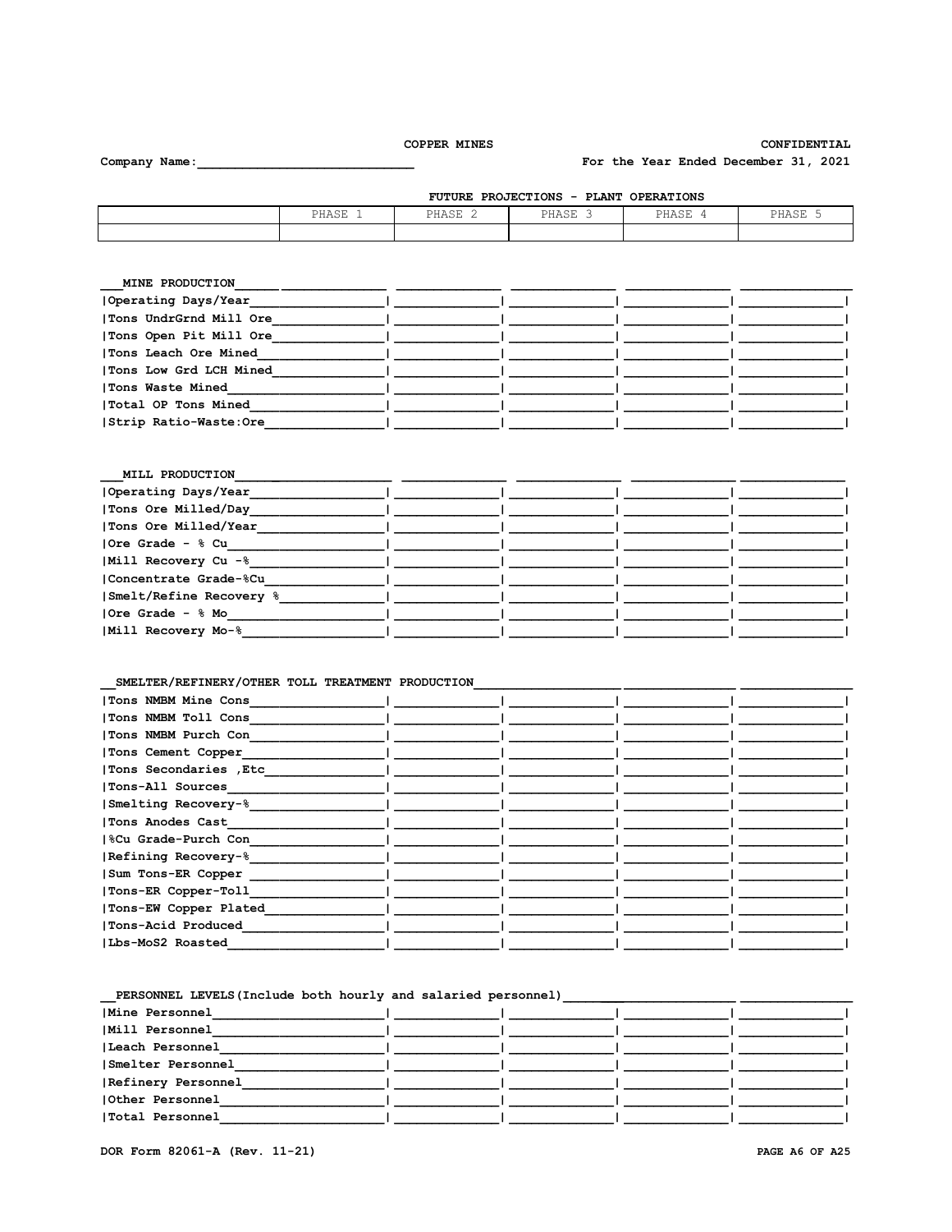COPPER MINES

CONFIDENTIAL

Company Name:______________________________

For the Year Ended December 31, 2021

## FUTURE PROJECTIONS - PLANT OPERATIONS

| | PHASE 1 | PHASE 2 | PHASE 3 | PHASE 4 | PHASE 5 |
|---|---|---|---|---|---|
| | | | | | |

### MINE PRODUCTION

| | | | | | |
|---|---|---|---|---|---|
| Operating Days/Year | | | | | |
| Tons UndrGrnd Mill Ore | | | | | |
| Tons Open Pit Mill Ore | | | | | |
| Tons Leach Ore Mined | | | | | |
| Tons Low Grd LCH Mined | | | | | |
| Tons Waste Mined | | | | | |
| Total OP Tons Mined | | | | | |
| Strip Ratio-Waste:Ore | | | | | |

### MILL PRODUCTION

| | | | | | |
|---|---|---|---|---|---|
| Operating Days/Year | | | | | |
| Tons Ore Milled/Day | | | | | |
| Tons Ore Milled/Year | | | | | |
| Ore Grade - % Cu | | | | | |
| Mill Recovery Cu -% | | | | | |
| Concentrate Grade-%Cu | | | | | |
| Smelt/Refine Recovery % | | | | | |
| Ore Grade - % Mo | | | | | |
| Mill Recovery Mo-% | | | | | |

### SMELTER/REFINERY/OTHER TOLL TREATMENT PRODUCTION

| | | | | | |
|---|---|---|---|---|---|
| Tons NMBM Mine Cons | | | | | |
| Tons NMBM Toll Cons | | | | | |
| Tons NMBM Purch Con | | | | | |
| Tons Cement Copper | | | | | |
| Tons Secondaries ,Etc | | | | | |
| Tons-All Sources | | | | | |
| Smelting Recovery-% | | | | | |
| Tons Anodes Cast | | | | | |
| %Cu Grade-Purch Con | | | | | |
| Refining Recovery-% | | | | | |
| Sum Tons-ER Copper | | | | | |
| Tons-ER Copper-Toll | | | | | |
| Tons-EW Copper Plated | | | | | |
| Tons-Acid Produced | | | | | |
| Lbs-MoS2 Roasted | | | | | |

### PERSONNEL LEVELS(Include both hourly and salaried personnel)

| | | | | | |
|---|---|---|---|---|---|
| Mine Personnel | | | | | |
| Mill Personnel | | | | | |
| Leach Personnel | | | | | |
| Smelter Personnel | | | | | |
| Refinery Personnel | | | | | |
| Other Personnel | | | | | |
| Total Personnel | | | | | |

DOR Form 82061-A (Rev. 11-21)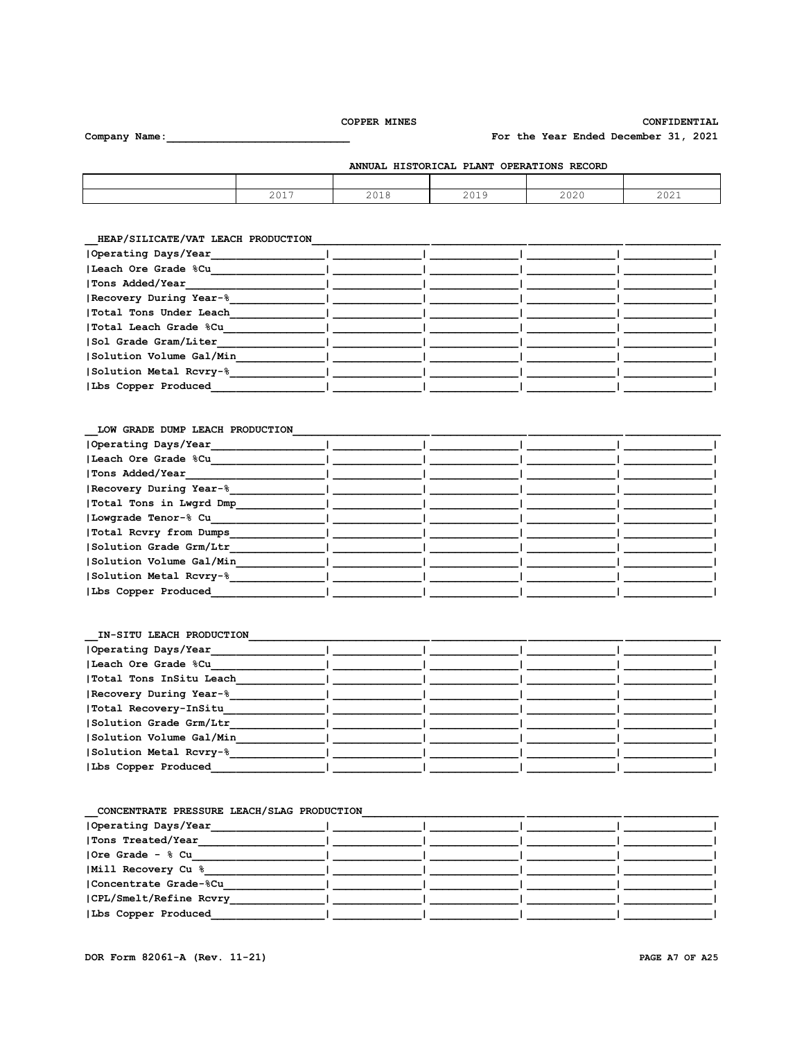COPPER MINES

CONFIDENTIAL

Company Name:____________________________

For the Year Ended December 31, 2021

ANNUAL HISTORICAL PLANT OPERATIONS RECORD

| | 2017 | 2018 | 2019 | 2020 | 2021 |
|---|---|---|---|---|---|

**HEAP/SILICATE/VAT LEACH PRODUCTION**

| | 2017 | 2018 | 2019 | 2020 | 2021 |
|---|---|---|---|---|---|
| Operating Days/Year | | | | | |
| Leach Ore Grade %Cu | | | | | |
| Tons Added/Year | | | | | |
| Recovery During Year-% | | | | | |
| Total Tons Under Leach | | | | | |
| Total Leach Grade %Cu | | | | | |
| Sol Grade Gram/Liter | | | | | |
| Solution Volume Gal/Min | | | | | |
| Solution Metal Rcvry-% | | | | | |
| Lbs Copper Produced | | | | | |

**LOW GRADE DUMP LEACH PRODUCTION**

| | 2017 | 2018 | 2019 | 2020 | 2021 |
|---|---|---|---|---|---|
| Operating Days/Year | | | | | |
| Leach Ore Grade %Cu | | | | | |
| Tons Added/Year | | | | | |
| Recovery During Year-% | | | | | |
| Total Tons in Lwgrd Dmp | | | | | |
| Lowgrade Tenor-% Cu | | | | | |
| Total Rcvry from Dumps | | | | | |
| Solution Grade Grm/Ltr | | | | | |
| Solution Volume Gal/Min | | | | | |
| Solution Metal Rcvry-% | | | | | |
| Lbs Copper Produced | | | | | |

**IN-SITU LEACH PRODUCTION**

| | 2017 | 2018 | 2019 | 2020 | 2021 |
|---|---|---|---|---|---|
| Operating Days/Year | | | | | |
| Leach Ore Grade %Cu | | | | | |
| Total Tons InSitu Leach | | | | | |
| Recovery During Year-% | | | | | |
| Total Recovery-InSitu | | | | | |
| Solution Grade Grm/Ltr | | | | | |
| Solution Volume Gal/Min | | | | | |
| Solution Metal Rcvry-% | | | | | |
| Lbs Copper Produced | | | | | |

**CONCENTRATE PRESSURE LEACH/SLAG PRODUCTION**

| | 2017 | 2018 | 2019 | 2020 | 2021 |
|---|---|---|---|---|---|
| Operating Days/Year | | | | | |
| Tons Treated/Year | | | | | |
| Ore Grade - % Cu | | | | | |
| Mill Recovery Cu % | | | | | |
| Concentrate Grade-%Cu | | | | | |
| CPL/Smelt/Refine Rcvry | | | | | |
| Lbs Copper Produced | | | | | |

DOR Form 82061-A (Rev. 11-21)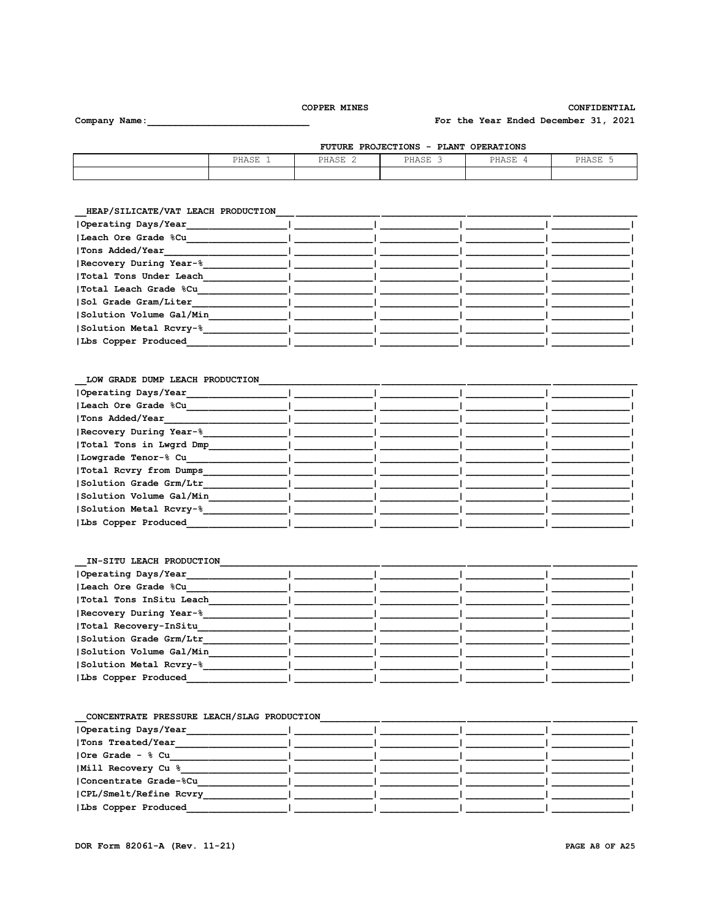COPPER MINES

CONFIDENTIAL

Company Name:____________________________

For the Year Ended December 31, 2021

FUTURE PROJECTIONS - PLANT OPERATIONS

| | PHASE 1 | PHASE 2 | PHASE 3 | PHASE 4 | PHASE 5 |
|---|---|---|---|---|---|
| | | | | | |

| HEAP/SILICATE/VAT LEACH PRODUCTION | | | | | |
|---|---|---|---|---|---|
| Operating Days/Year | | | | | |
| Leach Ore Grade %Cu | | | | | |
| Tons Added/Year | | | | | |
| Recovery During Year-% | | | | | |
| Total Tons Under Leach | | | | | |
| Total Leach Grade %Cu | | | | | |
| Sol Grade Gram/Liter | | | | | |
| Solution Volume Gal/Min | | | | | |
| Solution Metal Rcvry-% | | | | | |
| Lbs Copper Produced | | | | | |

| LOW GRADE DUMP LEACH PRODUCTION | | | | | |
|---|---|---|---|---|---|
| Operating Days/Year | | | | | |
| Leach Ore Grade %Cu | | | | | |
| Tons Added/Year | | | | | |
| Recovery During Year-% | | | | | |
| Total Tons in Lwgrd Dmp | | | | | |
| Lowgrade Tenor-% Cu | | | | | |
| Total Rcvry from Dumps | | | | | |
| Solution Grade Grm/Ltr | | | | | |
| Solution Volume Gal/Min | | | | | |
| Solution Metal Rcvry-% | | | | | |
| Lbs Copper Produced | | | | | |

| IN-SITU LEACH PRODUCTION | | | | | |
|---|---|---|---|---|---|
| Operating Days/Year | | | | | |
| Leach Ore Grade %Cu | | | | | |
| Total Tons InSitu Leach | | | | | |
| Recovery During Year-% | | | | | |
| Total Recovery-InSitu | | | | | |
| Solution Grade Grm/Ltr | | | | | |
| Solution Volume Gal/Min | | | | | |
| Solution Metal Rcvry-% | | | | | |
| Lbs Copper Produced | | | | | |

| CONCENTRATE PRESSURE LEACH/SLAG PRODUCTION | | | | | |
|---|---|---|---|---|---|
| Operating Days/Year | | | | | |
| Tons Treated/Year | | | | | |
| Ore Grade - % Cu | | | | | |
| Mill Recovery Cu % | | | | | |
| Concentrate Grade-%Cu | | | | | |
| CPL/Smelt/Refine Rcvry | | | | | |
| Lbs Copper Produced | | | | | |

DOR Form 82061-A (Rev. 11-21)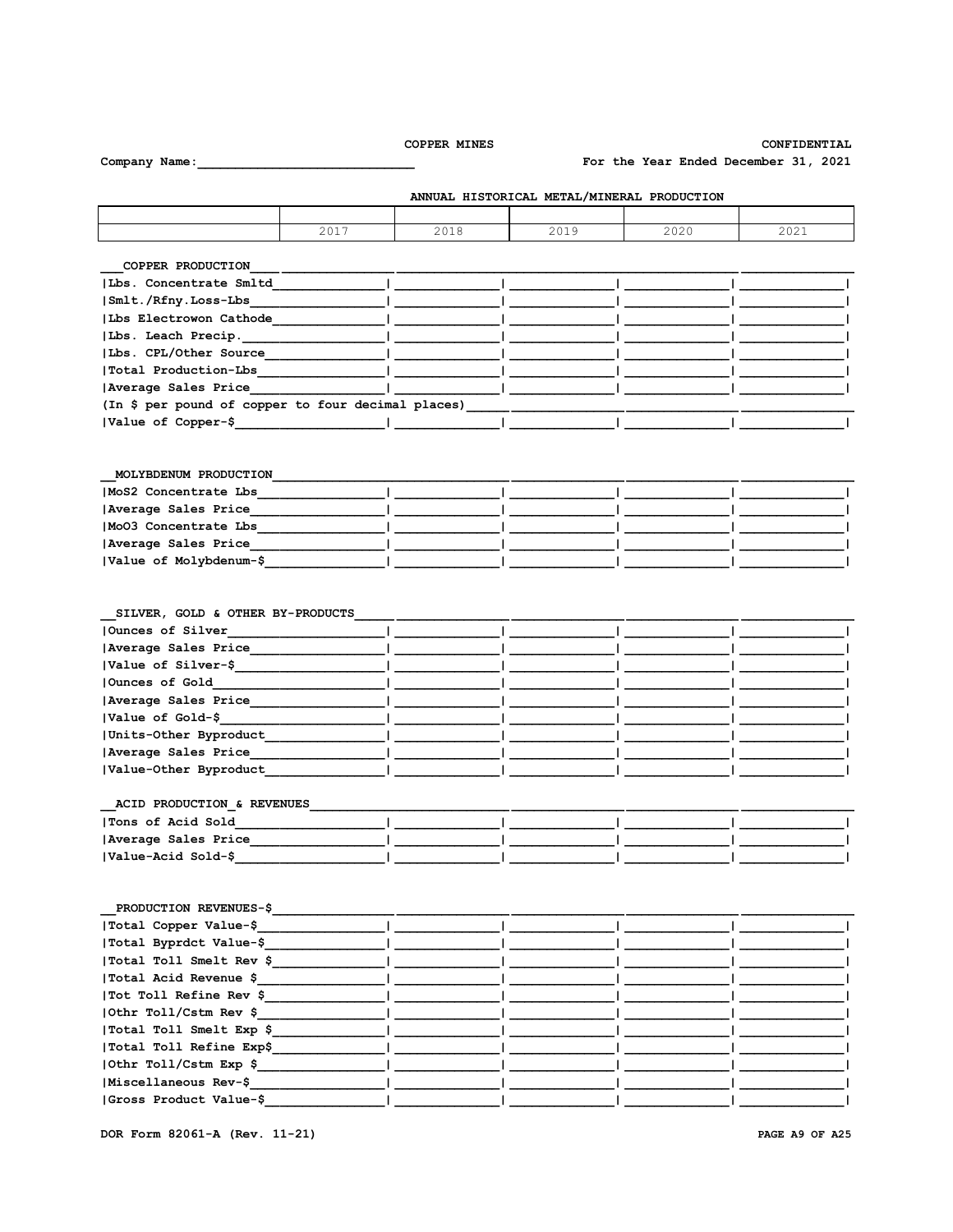COPPER MINES

CONFIDENTIAL

Company Name:____________________________

For the Year Ended December 31, 2021

ANNUAL HISTORICAL METAL/MINERAL PRODUCTION

| | 2017 | 2018 | 2019 | 2020 | 2021 |
|---|---|---|---|---|---|
| **COPPER PRODUCTION** | | | | | |
| Lbs. Concentrate Smltd | | | | | |
| Smlt./Rfny.Loss-Lbs | | | | | |
| Lbs Electrowon Cathode | | | | | |
| Lbs. Leach Precip. | | | | | |
| Lbs. CPL/Other Source | | | | | |
| Total Production-Lbs | | | | | |
| Average Sales Price | | | | | |
| (In $ per pound of copper to four decimal places) | | | | | |
| Value of Copper-$ | | | | | |
| **MOLYBDENUM PRODUCTION** | | | | | |
| MoS2 Concentrate Lbs | | | | | |
| Average Sales Price | | | | | |
| MoO3 Concentrate Lbs | | | | | |
| Average Sales Price | | | | | |
| Value of Molybdenum-$ | | | | | |
| **SILVER, GOLD & OTHER BY-PRODUCTS** | | | | | |
| Ounces of Silver | | | | | |
| Average Sales Price | | | | | |
| Value of Silver-$ | | | | | |
| Ounces of Gold | | | | | |
| Average Sales Price | | | | | |
| Value of Gold-$ | | | | | |
| Units-Other Byproduct | | | | | |
| Average Sales Price | | | | | |
| Value-Other Byproduct | | | | | |
| **ACID PRODUCTION & REVENUES** | | | | | |
| Tons of Acid Sold | | | | | |
| Average Sales Price | | | | | |
| Value-Acid Sold-$ | | | | | |
| **PRODUCTION REVENUES-$** | | | | | |
| Total Copper Value-$ | | | | | |
| Total Byprdct Value-$ | | | | | |
| Total Toll Smelt Rev $ | | | | | |
| Total Acid Revenue $ | | | | | |
| Tot Toll Refine Rev $ | | | | | |
| Othr Toll/Cstm Rev $ | | | | | |
| Total Toll Smelt Exp $ | | | | | |
| Total Toll Refine Exp$ | | | | | |
| Othr Toll/Cstm Exp $ | | | | | |
| Miscellaneous Rev-$ | | | | | |
| Gross Product Value-$ | | | | | |

DOR Form 82061-A (Rev. 11-21)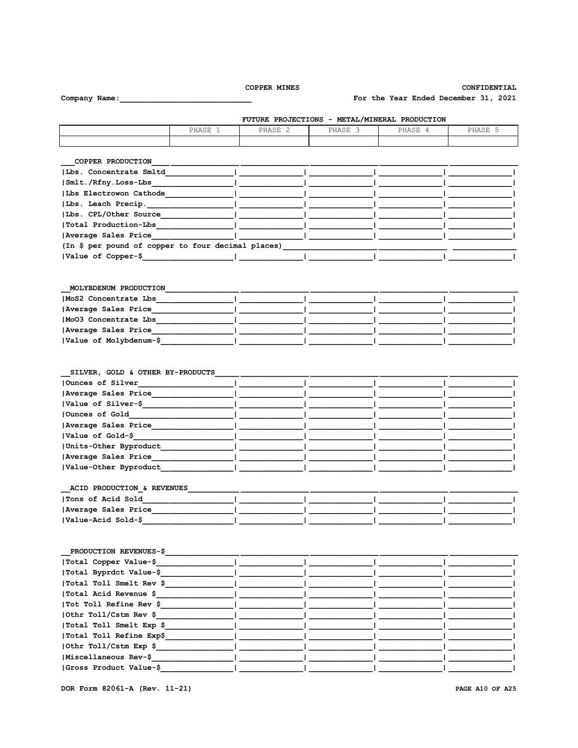COPPER MINES

CONFIDENTIAL

Company Name:____________________________

For the Year Ended December 31, 2021

## FUTURE PROJECTIONS - METAL/MINERAL PRODUCTION

| | PHASE 1 | PHASE 2 | PHASE 3 | PHASE 4 | PHASE 5 |
|---|---|---|---|---|---|
| | | | | | |

### COPPER PRODUCTION

| | | | | | |
|---|---|---|---|---|---|
| Lbs. Concentrate Smltd | | | | | |
| Smlt./Rfny.Loss-Lbs | | | | | |
| Lbs Electrowon Cathode | | | | | |
| Lbs. Leach Precip. | | | | | |
| Lbs. CPL/Other Source | | | | | |
| Total Production-Lbs | | | | | |
| Average Sales Price | | | | | |
| (In $ per pound of copper to four decimal places) | | | | | |
| Value of Copper-$ | | | | | |

### MOLYBDENUM PRODUCTION

| | | | | | |
|---|---|---|---|---|---|
| MoS2 Concentrate Lbs | | | | | |
| Average Sales Price | | | | | |
| MoO3 Concentrate Lbs | | | | | |
| Average Sales Price | | | | | |
| Value of Molybdenum-$ | | | | | |

### SILVER, GOLD & OTHER BY-PRODUCTS

| | | | | | |
|---|---|---|---|---|---|
| Ounces of Silver | | | | | |
| Average Sales Price | | | | | |
| Value of Silver-$ | | | | | |
| Ounces of Gold | | | | | |
| Average Sales Price | | | | | |
| Value of Gold-$ | | | | | |
| Units-Other Byproduct | | | | | |
| Average Sales Price | | | | | |
| Value-Other Byproduct | | | | | |

### ACID PRODUCTION & REVENUES

| | | | | | |
|---|---|---|---|---|---|
| Tons of Acid Sold | | | | | |
| Average Sales Price | | | | | |
| Value-Acid Sold-$ | | | | | |

### PRODUCTION REVENUES-$

| | | | | | |
|---|---|---|---|---|---|
| Total Copper Value-$ | | | | | |
| Total Byprdct Value-$ | | | | | |
| Total Toll Smelt Rev $ | | | | | |
| Total Acid Revenue $ | | | | | |
| Tot Toll Refine Rev $ | | | | | |
| Othr Toll/Cstm Rev $ | | | | | |
| Total Toll Smelt Exp $ | | | | | |
| Total Toll Refine Exp$ | | | | | |
| Othr Toll/Cstm Exp $ | | | | | |
| Miscellaneous Rev-$ | | | | | |
| Gross Product Value-$ | | | | | |

DOR Form 82061-A (Rev. 11-21)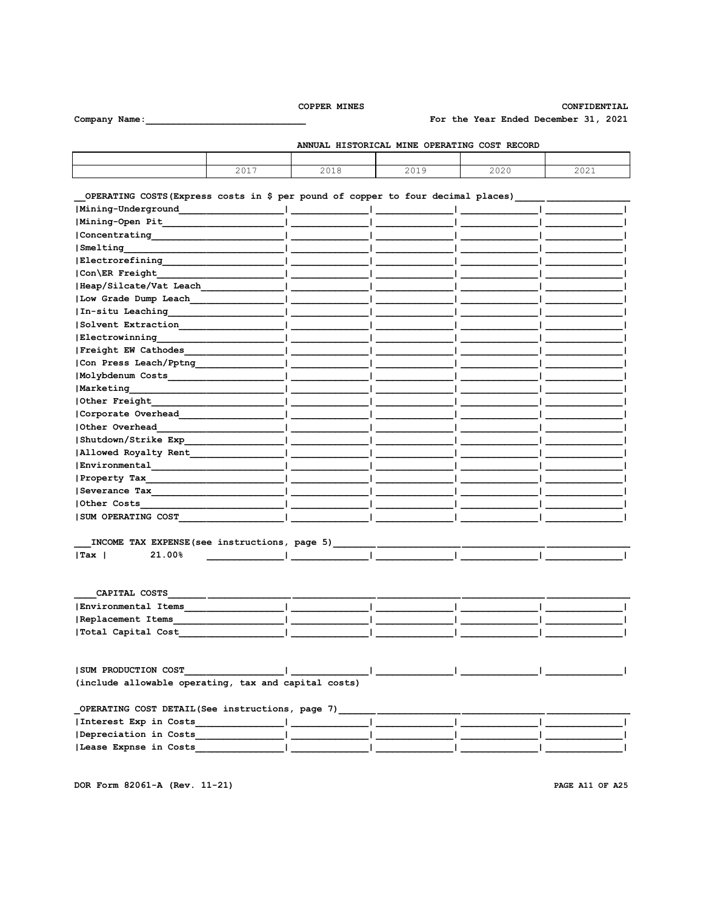COPPER MINES

CONFIDENTIAL

Company Name:____________________________

For the Year Ended December 31, 2021

ANNUAL HISTORICAL MINE OPERATING COST RECORD

| | 2017 | 2018 | 2019 | 2020 | 2021 |
|---|---|---|---|---|---|
| **OPERATING COSTS(Express costs in $ per pound of copper to four decimal places)** | | | | | |
| Mining-Underground | | | | | |
| Mining-Open Pit | | | | | |
| Concentrating | | | | | |
| Smelting | | | | | |
| Electrorefining | | | | | |
| Con\ER Freight | | | | | |
| Heap/Silcate/Vat Leach | | | | | |
| Low Grade Dump Leach | | | | | |
| In-situ Leaching | | | | | |
| Solvent Extraction | | | | | |
| Electrowinning | | | | | |
| Freight EW Cathodes | | | | | |
| Con Press Leach/Pptng | | | | | |
| Molybdenum Costs | | | | | |
| Marketing | | | | | |
| Other Freight | | | | | |
| Corporate Overhead | | | | | |
| Other Overhead | | | | | |
| Shutdown/Strike Exp | | | | | |
| Allowed Royalty Rent | | | | | |
| Environmental | | | | | |
| Property Tax | | | | | |
| Severance Tax | | | | | |
| Other Costs | | | | | |
| SUM OPERATING COST | | | | | |
| **INCOME TAX EXPENSE(see instructions, page 5)** | | | | | |
| Tax \| 21.00% | | | | | |
| **CAPITAL COSTS** | | | | | |
| Environmental Items | | | | | |
| Replacement Items | | | | | |
| Total Capital Cost | | | | | |
| **SUM PRODUCTION COST** (include allowable operating, tax and capital costs) | | | | | |
| **OPERATING COST DETAIL(See instructions, page 7)** | | | | | |
| Interest Exp in Costs | | | | | |
| Depreciation in Costs | | | | | |
| Lease Expnse in Costs | | | | | |

DOR Form 82061-A (Rev. 11-21)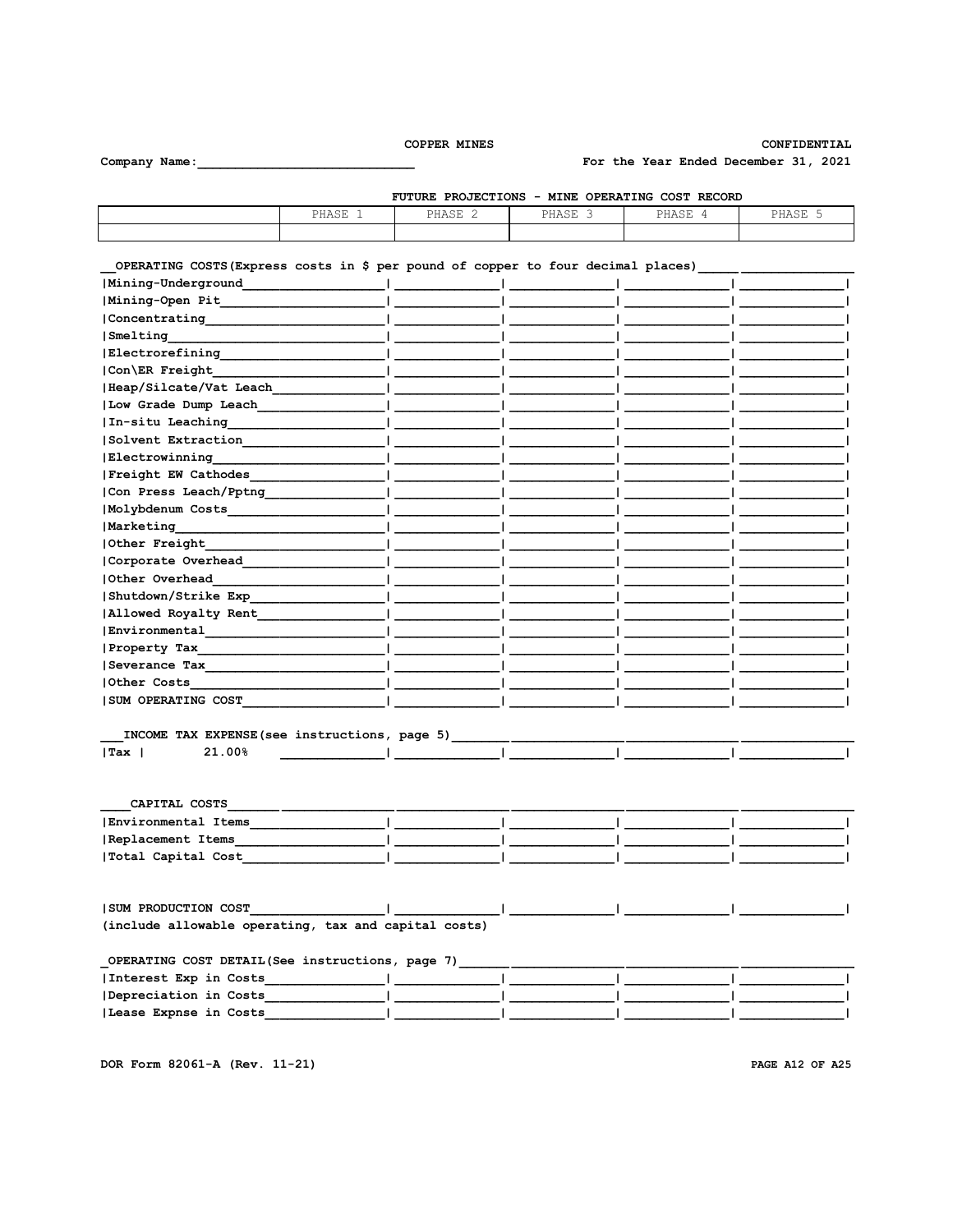COPPER MINES

CONFIDENTIAL

Company Name:\_\_\_\_\_\_\_\_\_\_\_\_\_\_\_\_\_\_\_\_\_\_\_\_\_\_\_\_

For the Year Ended December 31, 2021

**FUTURE PROJECTIONS - MINE OPERATING COST RECORD**

| | PHASE 1 | PHASE 2 | PHASE 3 | PHASE 4 | PHASE 5 |
|---|---|---|---|---|---|
| | | | | | |
| **OPERATING COSTS (Express costs in $ per pound of copper to four decimal places)** | | | | | |
| Mining-Underground | | | | | |
| Mining-Open Pit | | | | | |
| Concentrating | | | | | |
| Smelting | | | | | |
| Electrorefining | | | | | |
| Con\ER Freight | | | | | |
| Heap/Silcate/Vat Leach | | | | | |
| Low Grade Dump Leach | | | | | |
| In-situ Leaching | | | | | |
| Solvent Extraction | | | | | |
| Electrowinning | | | | | |
| Freight EW Cathodes | | | | | |
| Con Press Leach/Pptng | | | | | |
| Molybdenum Costs | | | | | |
| Marketing | | | | | |
| Other Freight | | | | | |
| Corporate Overhead | | | | | |
| Other Overhead | | | | | |
| Shutdown/Strike Exp | | | | | |
| Allowed Royalty Rent | | | | | |
| Environmental | | | | | |
| Property Tax | | | | | |
| Severance Tax | | | | | |
| Other Costs | | | | | |
| SUM OPERATING COST | | | | | |
| **INCOME TAX EXPENSE (see instructions, page 5)** | | | | | |
| Tax \| 21.00% | | | | | |
| **CAPITAL COSTS** | | | | | |
| Environmental Items | | | | | |
| Replacement Items | | | | | |
| Total Capital Cost | | | | | |
| SUM PRODUCTION COST (include allowable operating, tax and capital costs) | | | | | |
| **OPERATING COST DETAIL (See instructions, page 7)** | | | | | |
| Interest Exp in Costs | | | | | |
| Depreciation in Costs | | | | | |
| Lease Expnse in Costs | | | | | |

DOR Form 82061-A (Rev. 11-21)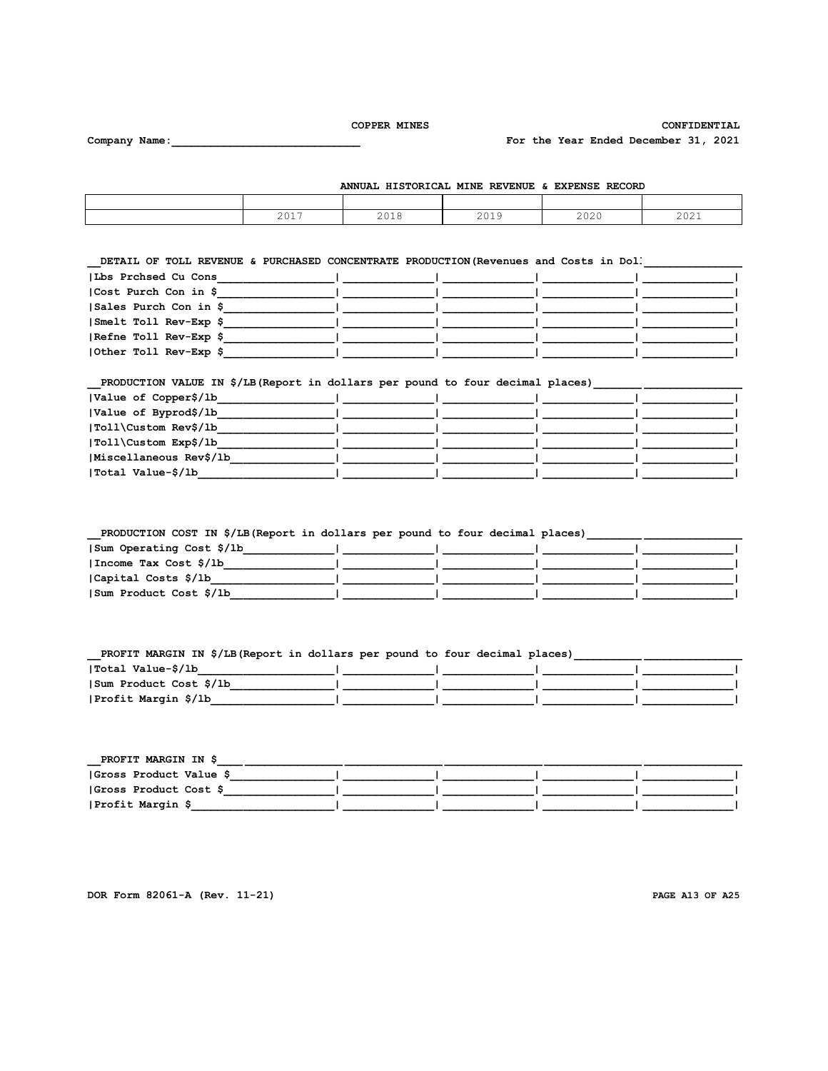COPPER MINES

CONFIDENTIAL

Company Name:____________________________

For the Year Ended December 31, 2021

## ANNUAL HISTORICAL MINE REVENUE & EXPENSE RECORD

| | 2017 | 2018 | 2019 | 2020 | 2021 |
|---|---|---|---|---|---|
| **DETAIL OF TOLL REVENUE & PURCHASED CONCENTRATE PRODUCTION (Revenues and Costs in Dol:** | | | | | |
| Lbs Prchsed Cu Cons | | | | | |
| Cost Purch Con in $ | | | | | |
| Sales Purch Con in $ | | | | | |
| Smelt Toll Rev-Exp $ | | | | | |
| Refne Toll Rev-Exp $ | | | | | |
| Other Toll Rev-Exp $ | | | | | |
| **PRODUCTION VALUE IN $/LB (Report in dollars per pound to four decimal places)** | | | | | |
| Value of Copper$/lb | | | | | |
| Value of Byprod$/lb | | | | | |
| Toll\Custom Rev$/lb | | | | | |
| Toll\Custom Exp$/lb | | | | | |
| Miscellaneous Rev$/lb | | | | | |
| Total Value-$/lb | | | | | |
| **PRODUCTION COST IN $/LB (Report in dollars per pound to four decimal places)** | | | | | |
| Sum Operating Cost $/lb | | | | | |
| Income Tax Cost $/lb | | | | | |
| Capital Costs $/lb | | | | | |
| Sum Product Cost $/lb | | | | | |
| **PROFIT MARGIN IN $/LB (Report in dollars per pound to four decimal places)** | | | | | |
| Total Value-$/lb | | | | | |
| Sum Product Cost $/lb | | | | | |
| Profit Margin $/lb | | | | | |
| **PROFIT MARGIN IN $** | | | | | |
| Gross Product Value $ | | | | | |
| Gross Product Cost $ | | | | | |
| Profit Margin $ | | | | | |

DOR Form 82061-A (Rev. 11-21)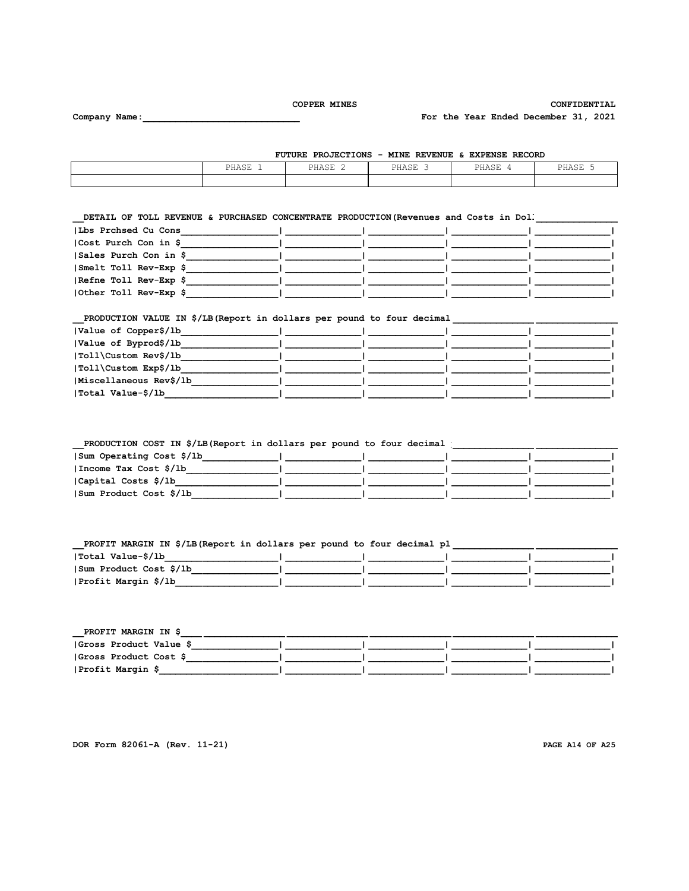COPPER MINES

CONFIDENTIAL

Company Name:____________________________

For the Year Ended December 31, 2021

**FUTURE PROJECTIONS - MINE REVENUE & EXPENSE RECORD**

| | PHASE 1 | PHASE 2 | PHASE 3 | PHASE 4 | PHASE 5 |
|---|---|---|---|---|---|
| | | | | | |

**DETAIL OF TOLL REVENUE & PURCHASED CONCENTRATE PRODUCTION(Revenues and Costs in Dol**

| | | | | | |
|---|---|---|---|---|---|
| Lbs Prchsed Cu Cons | | | | | |
| Cost Purch Con in $ | | | | | |
| Sales Purch Con in $ | | | | | |
| Smelt Toll Rev-Exp $ | | | | | |
| Refne Toll Rev-Exp $ | | | | | |
| Other Toll Rev-Exp $ | | | | | |

**PRODUCTION VALUE IN $/LB(Report in dollars per pound to four decimal**

| | | | | | |
|---|---|---|---|---|---|
| Value of Copper$/lb | | | | | |
| Value of Byprod$/lb | | | | | |
| Toll\Custom Rev$/lb | | | | | |
| Toll\Custom Exp$/lb | | | | | |
| Miscellaneous Rev$/lb | | | | | |
| Total Value-$/lb | | | | | |

**PRODUCTION COST IN $/LB(Report in dollars per pound to four decimal**

| | | | | | |
|---|---|---|---|---|---|
| Sum Operating Cost $/lb | | | | | |
| Income Tax Cost $/lb | | | | | |
| Capital Costs $/lb | | | | | |
| Sum Product Cost $/lb | | | | | |

**PROFIT MARGIN IN $/LB(Report in dollars per pound to four decimal pl**

| | | | | | |
|---|---|---|---|---|---|
| Total Value-$/lb | | | | | |
| Sum Product Cost $/lb | | | | | |
| Profit Margin $/lb | | | | | |

**PROFIT MARGIN IN $**

| | | | | | |
|---|---|---|---|---|---|
| Gross Product Value $ | | | | | |
| Gross Product Cost $ | | | | | |
| Profit Margin $ | | | | | |

DOR Form 82061-A (Rev. 11-21)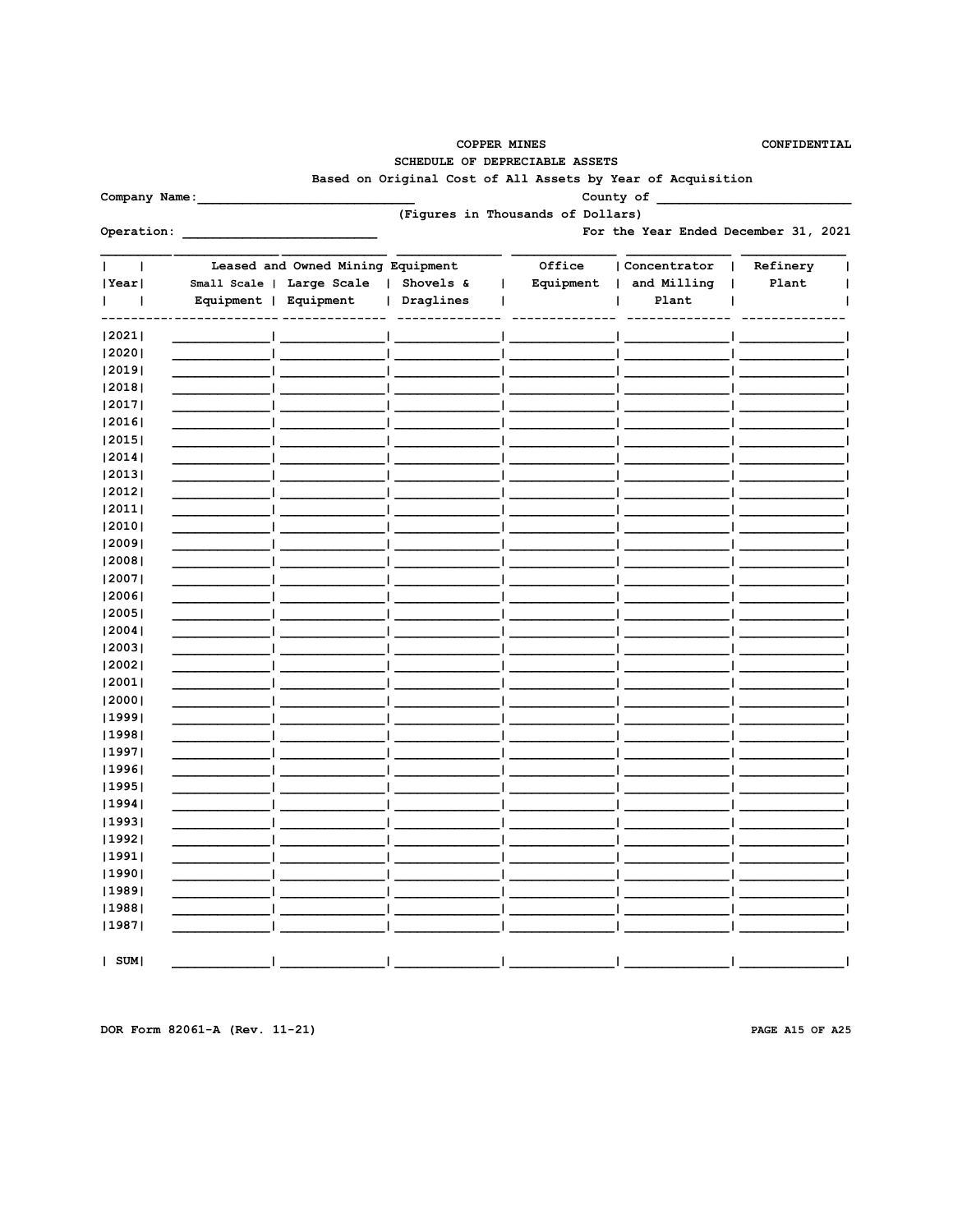COPPER MINES

CONFIDENTIAL

SCHEDULE OF DEPRECIABLE ASSETS

Based on Original Cost of All Assets by Year of Acquisition

Company Name:____________________________ County of ___________________________

(Figures in Thousands of Dollars)

Operation: ___________________________ For the Year Ended December 31, 2021

| Year | Leased and Owned Mining Equipment | | | Office Equipment | Concentrator and Milling Plant | Refinery Plant |
|---|---|---|---|---|---|---|
| | Small Scale Equipment | Large Scale Equipment | Shovels & Draglines | | | |
| 2021 | | | | | | |
| 2020 | | | | | | |
| 2019 | | | | | | |
| 2018 | | | | | | |
| 2017 | | | | | | |
| 2016 | | | | | | |
| 2015 | | | | | | |
| 2014 | | | | | | |
| 2013 | | | | | | |
| 2012 | | | | | | |
| 2011 | | | | | | |
| 2010 | | | | | | |
| 2009 | | | | | | |
| 2008 | | | | | | |
| 2007 | | | | | | |
| 2006 | | | | | | |
| 2005 | | | | | | |
| 2004 | | | | | | |
| 2003 | | | | | | |
| 2002 | | | | | | |
| 2001 | | | | | | |
| 2000 | | | | | | |
| 1999 | | | | | | |
| 1998 | | | | | | |
| 1997 | | | | | | |
| 1996 | | | | | | |
| 1995 | | | | | | |
| 1994 | | | | | | |
| 1993 | | | | | | |
| 1992 | | | | | | |
| 1991 | | | | | | |
| 1990 | | | | | | |
| 1989 | | | | | | |
| 1988 | | | | | | |
| 1987 | | | | | | |
| SUM | | | | | | |

DOR Form 82061-A (Rev. 11-21)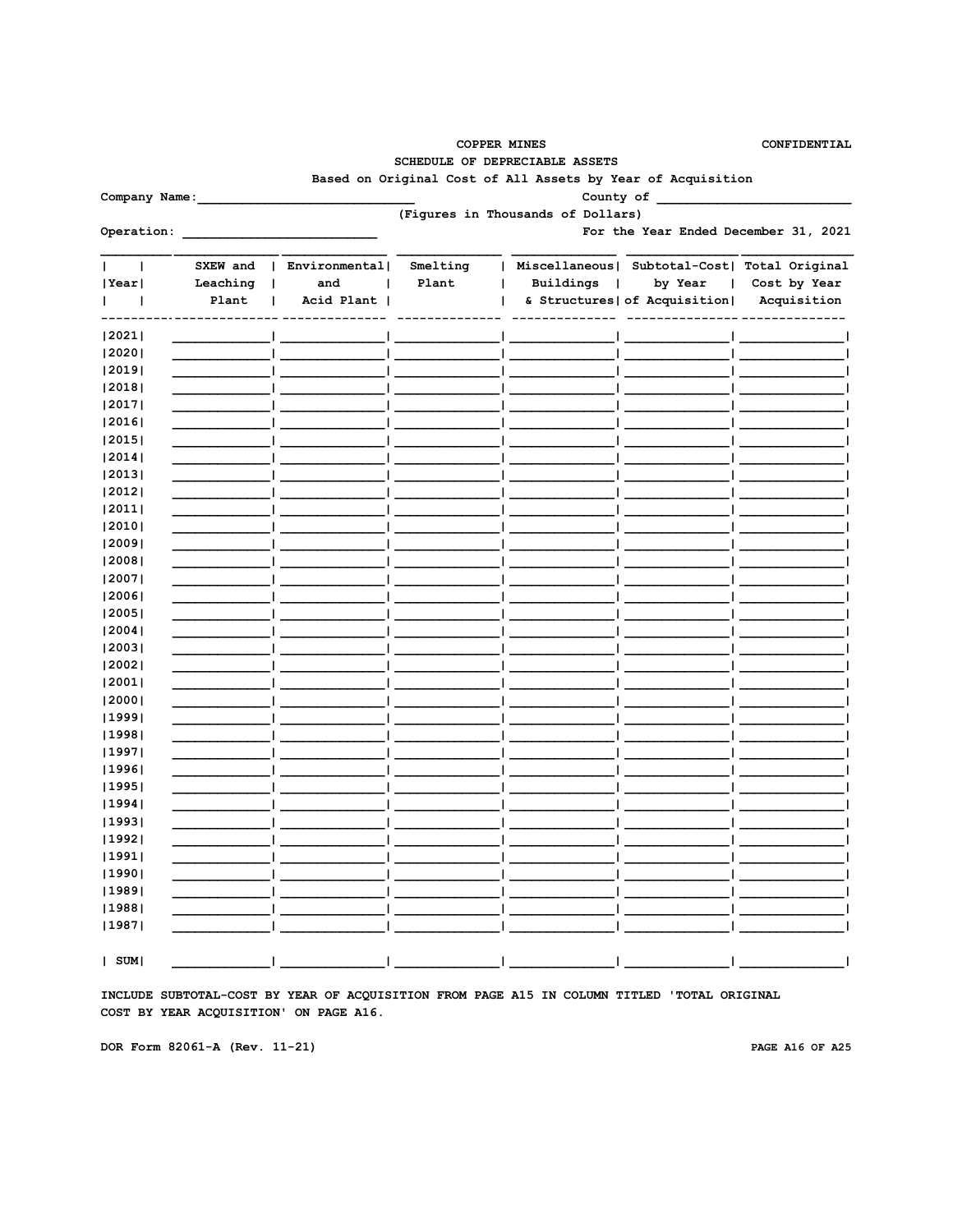COPPER MINES

CONFIDENTIAL

SCHEDULE OF DEPRECIABLE ASSETS

Based on Original Cost of All Assets by Year of Acquisition

Company Name: ___________________________ County of _________________________

(Figures in Thousands of Dollars)

Operation: _________________________ For the Year Ended December 31, 2021

| Year | SXEW and Leaching Plant | Environmental and Acid Plant | Smelting Plant | Miscellaneous Buildings & Structures | Subtotal-Cost by Year of Acquisition | Total Original Cost by Year Acquisition |
|---|---|---|---|---|---|---|
| 2021 | | | | | | |
| 2020 | | | | | | |
| 2019 | | | | | | |
| 2018 | | | | | | |
| 2017 | | | | | | |
| 2016 | | | | | | |
| 2015 | | | | | | |
| 2014 | | | | | | |
| 2013 | | | | | | |
| 2012 | | | | | | |
| 2011 | | | | | | |
| 2010 | | | | | | |
| 2009 | | | | | | |
| 2008 | | | | | | |
| 2007 | | | | | | |
| 2006 | | | | | | |
| 2005 | | | | | | |
| 2004 | | | | | | |
| 2003 | | | | | | |
| 2002 | | | | | | |
| 2001 | | | | | | |
| 2000 | | | | | | |
| 1999 | | | | | | |
| 1998 | | | | | | |
| 1997 | | | | | | |
| 1996 | | | | | | |
| 1995 | | | | | | |
| 1994 | | | | | | |
| 1993 | | | | | | |
| 1992 | | | | | | |
| 1991 | | | | | | |
| 1990 | | | | | | |
| 1989 | | | | | | |
| 1988 | | | | | | |
| 1987 | | | | | | |
| SUM | | | | | | |

INCLUDE SUBTOTAL-COST BY YEAR OF ACQUISITION FROM PAGE A15 IN COLUMN TITLED 'TOTAL ORIGINAL COST BY YEAR ACQUISITION' ON PAGE A16.

DOR Form 82061-A (Rev. 11-21)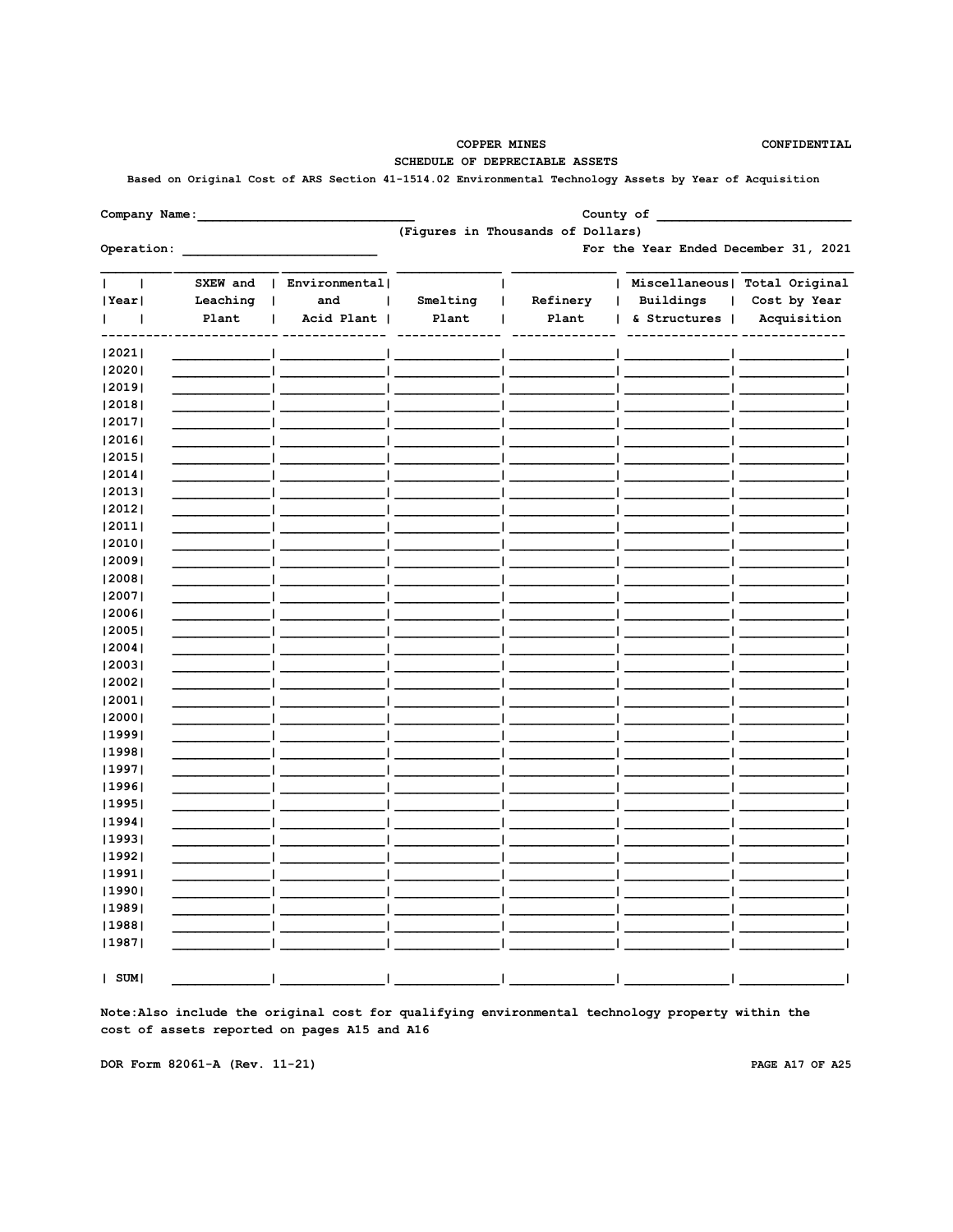COPPER MINES

CONFIDENTIAL

SCHEDULE OF DEPRECIABLE ASSETS

Based on Original Cost of ARS Section 41-1514.02 Environmental Technology Assets by Year of Acquisition

Company Name:\_\_\_\_\_\_\_\_\_\_\_\_\_\_\_\_\_\_\_\_\_\_\_\_\_\_\_\_ County of \_\_\_\_\_\_\_\_\_\_\_\_\_\_\_\_\_\_\_\_\_\_\_\_\_\_\_\_

(Figures in Thousands of Dollars)

Operation: \_\_\_\_\_\_\_\_\_\_\_\_\_\_\_\_\_\_\_\_\_\_\_\_\_\_ For the Year Ended December 31, 2021

| Year | SXEW and Leaching Plant | Environmental and Acid Plant | Smelting Plant | Refinery Plant | Miscellaneous Buildings & Structures | Total Original Cost by Year Acquisition |
|---|---|---|---|---|---|---|
| 2021 | | | | | | |
| 2020 | | | | | | |
| 2019 | | | | | | |
| 2018 | | | | | | |
| 2017 | | | | | | |
| 2016 | | | | | | |
| 2015 | | | | | | |
| 2014 | | | | | | |
| 2013 | | | | | | |
| 2012 | | | | | | |
| 2011 | | | | | | |
| 2010 | | | | | | |
| 2009 | | | | | | |
| 2008 | | | | | | |
| 2007 | | | | | | |
| 2006 | | | | | | |
| 2005 | | | | | | |
| 2004 | | | | | | |
| 2003 | | | | | | |
| 2002 | | | | | | |
| 2001 | | | | | | |
| 2000 | | | | | | |
| 1999 | | | | | | |
| 1998 | | | | | | |
| 1997 | | | | | | |
| 1996 | | | | | | |
| 1995 | | | | | | |
| 1994 | | | | | | |
| 1993 | | | | | | |
| 1992 | | | | | | |
| 1991 | | | | | | |
| 1990 | | | | | | |
| 1989 | | | | | | |
| 1988 | | | | | | |
| 1987 | | | | | | |
| SUM | | | | | | |

Note:Also include the original cost for qualifying environmental technology property within the cost of assets reported on pages A15 and A16

DOR Form 82061-A (Rev. 11-21)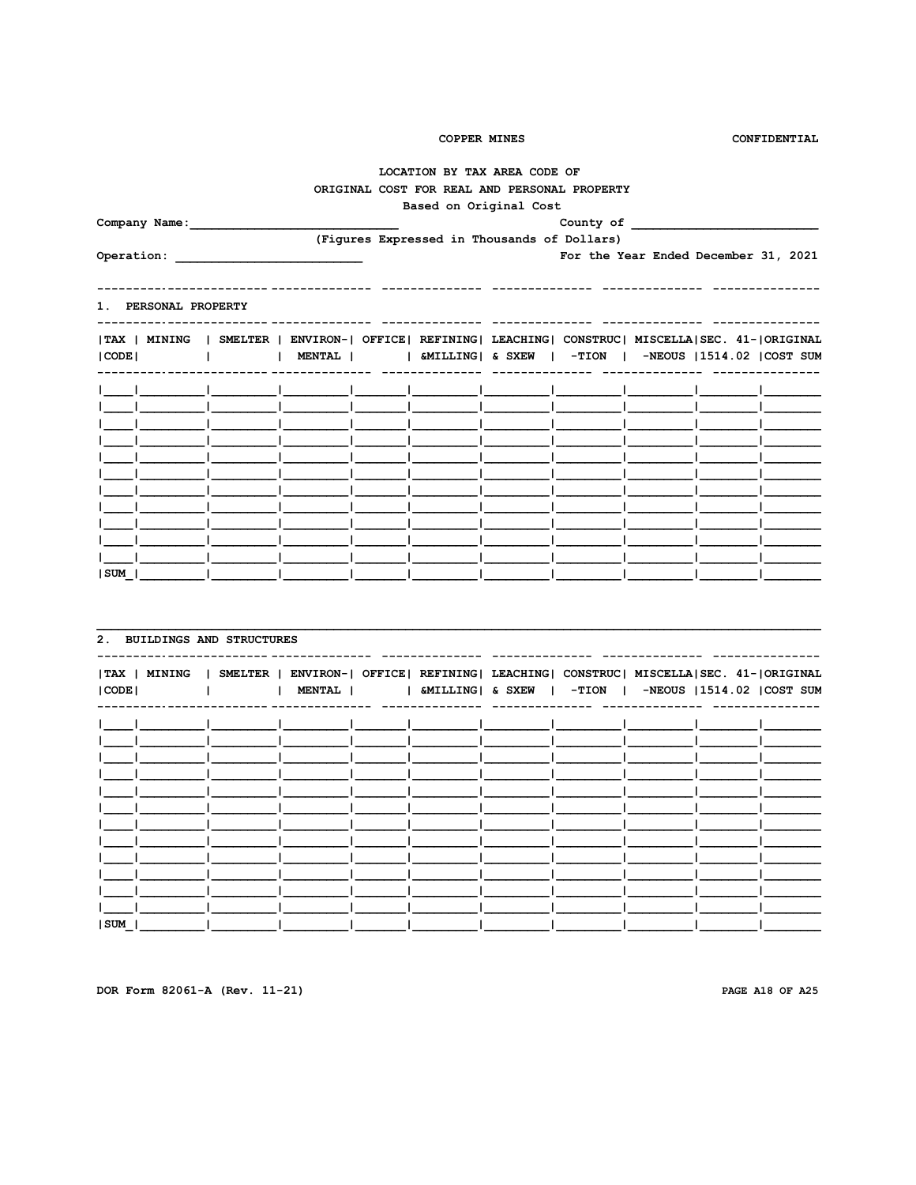COPPER MINES CONFIDENTIAL

# LOCATION BY TAX AREA CODE OF ORIGINAL COST FOR REAL AND PERSONAL PROPERTY

Based on Original Cost

Company Name:____________________________ County of __________________________

(Figures Expressed in Thousands of Dollars)

Operation: __________________________ For the Year Ended December 31, 2021

## 1. PERSONAL PROPERTY

| TAX CODE | MINING | SMELTER | ENVIRON-MENTAL | OFFICE | REFINING &MILLING | LEACHING & SXEW | CONSTRUC-TION | MISCELLA-NEOUS | SEC. 41-1514.02 | ORIGINAL COST SUM |
|---|---|---|---|---|---|---|---|---|---|---|
| | | | | | | | | | | |
| | | | | | | | | | | |
| | | | | | | | | | | |
| | | | | | | | | | | |
| | | | | | | | | | | |
| | | | | | | | | | | |
| | | | | | | | | | | |
| | | | | | | | | | | |
| | | | | | | | | | | |
| | | | | | | | | | | |
| | | | | | | | | | | |
| SUM | | | | | | | | | | |

## 2. BUILDINGS AND STRUCTURES

| TAX CODE | MINING | SMELTER | ENVIRON-MENTAL | OFFICE | REFINING &MILLING | LEACHING & SXEW | CONSTRUC-TION | MISCELLA-NEOUS | SEC. 41-1514.02 | ORIGINAL COST SUM |
|---|---|---|---|---|---|---|---|---|---|---|
| | | | | | | | | | | |
| | | | | | | | | | | |
| | | | | | | | | | | |
| | | | | | | | | | | |
| | | | | | | | | | | |
| | | | | | | | | | | |
| | | | | | | | | | | |
| | | | | | | | | | | |
| | | | | | | | | | | |
| | | | | | | | | | | |
| | | | | | | | | | | |
| | | | | | | | | | | |
| SUM | | | | | | | | | | |

DOR Form 82061-A (Rev. 11-21)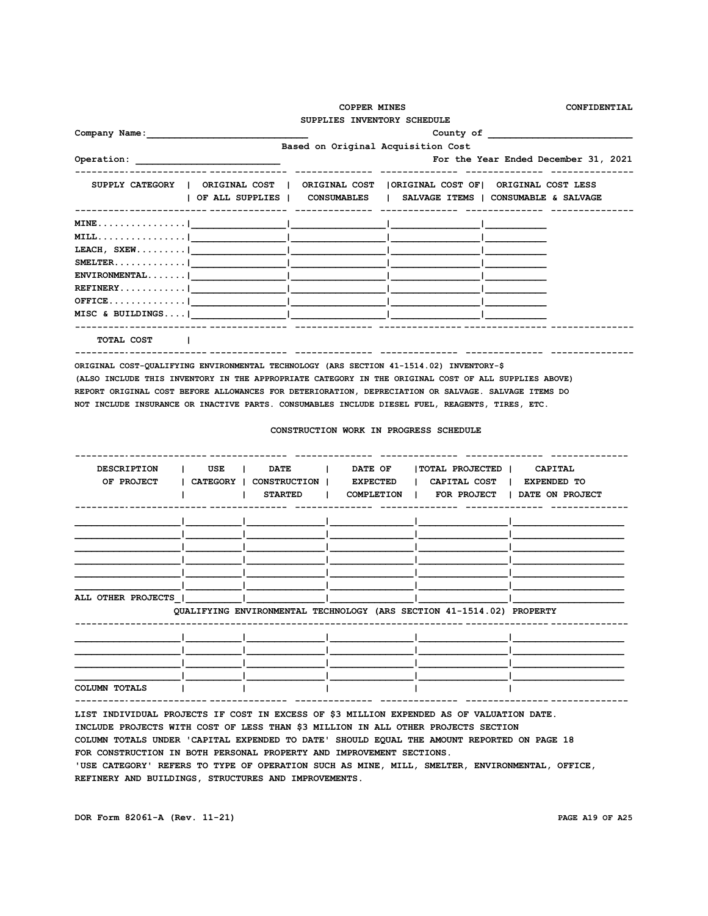COPPER MINES

CONFIDENTIAL

## SUPPLIES INVENTORY SCHEDULE

Company Name:____________________________ County of __________________________

Based on Original Acquisition Cost

Operation: __________________________ For the Year Ended December 31, 2021

| SUPPLY CATEGORY | ORIGINAL COST OF ALL SUPPLIES | ORIGINAL COST CONSUMABLES | ORIGINAL COST OF SALVAGE ITEMS | ORIGINAL COST LESS CONSUMABLE & SALVAGE |
|---|---|---|---|---|
| MINE................ | | | | |
| MILL................ | | | | |
| LEACH, SXEW......... | | | | |
| SMELTER............. | | | | |
| ENVIRONMENTAL....... | | | | |
| REFINERY............ | | | | |
| OFFICE.............. | | | | |
| MISC & BUILDINGS.... | | | | |
| TOTAL COST | | | | |

ORIGINAL COST-QUALIFYING ENVIRONMENTAL TECHNOLOGY (ARS SECTION 41-1514.02) INVENTORY-$
(ALSO INCLUDE THIS INVENTORY IN THE APPROPRIATE CATEGORY IN THE ORIGINAL COST OF ALL SUPPLIES ABOVE)
REPORT ORIGINAL COST BEFORE ALLOWANCES FOR DETERIORATION, DEPRECIATION OR SALVAGE. SALVAGE ITEMS DO NOT INCLUDE INSURANCE OR INACTIVE PARTS. CONSUMABLES INCLUDE DIESEL FUEL, REAGENTS, TIRES, ETC.

## CONSTRUCTION WORK IN PROGRESS SCHEDULE

| DESCRIPTION OF PROJECT | USE CATEGORY | DATE CONSTRUCTION STARTED | DATE OF EXPECTED COMPLETION | TOTAL PROJECTED CAPITAL COST FOR PROJECT | CAPITAL EXPENDED TO DATE ON PROJECT |
|---|---|---|---|---|---|
| | | | | | |
| | | | | | |
| | | | | | |
| | | | | | |
| | | | | | |
| | | | | | |
| ALL OTHER PROJECTS | | | | | |
| QUALIFYING ENVIRONMENTAL TECHNOLOGY (ARS SECTION 41-1514.02) PROPERTY | | | | | |
| | | | | | |
| | | | | | |
| | | | | | |
| | | | | | |
| COLUMN TOTALS | | | | | |

LIST INDIVIDUAL PROJECTS IF COST IN EXCESS OF $3 MILLION EXPENDED AS OF VALUATION DATE.
INCLUDE PROJECTS WITH COST OF LESS THAN $3 MILLION IN ALL OTHER PROJECTS SECTION
COLUMN TOTALS UNDER 'CAPITAL EXPENDED TO DATE' SHOULD EQUAL THE AMOUNT REPORTED ON PAGE 18 FOR CONSTRUCTION IN BOTH PERSONAL PROPERTY AND IMPROVEMENT SECTIONS.
'USE CATEGORY' REFERS TO TYPE OF OPERATION SUCH AS MINE, MILL, SMELTER, ENVIRONMENTAL, OFFICE, REFINERY AND BUILDINGS, STRUCTURES AND IMPROVEMENTS.

DOR Form 82061-A (Rev. 11-21)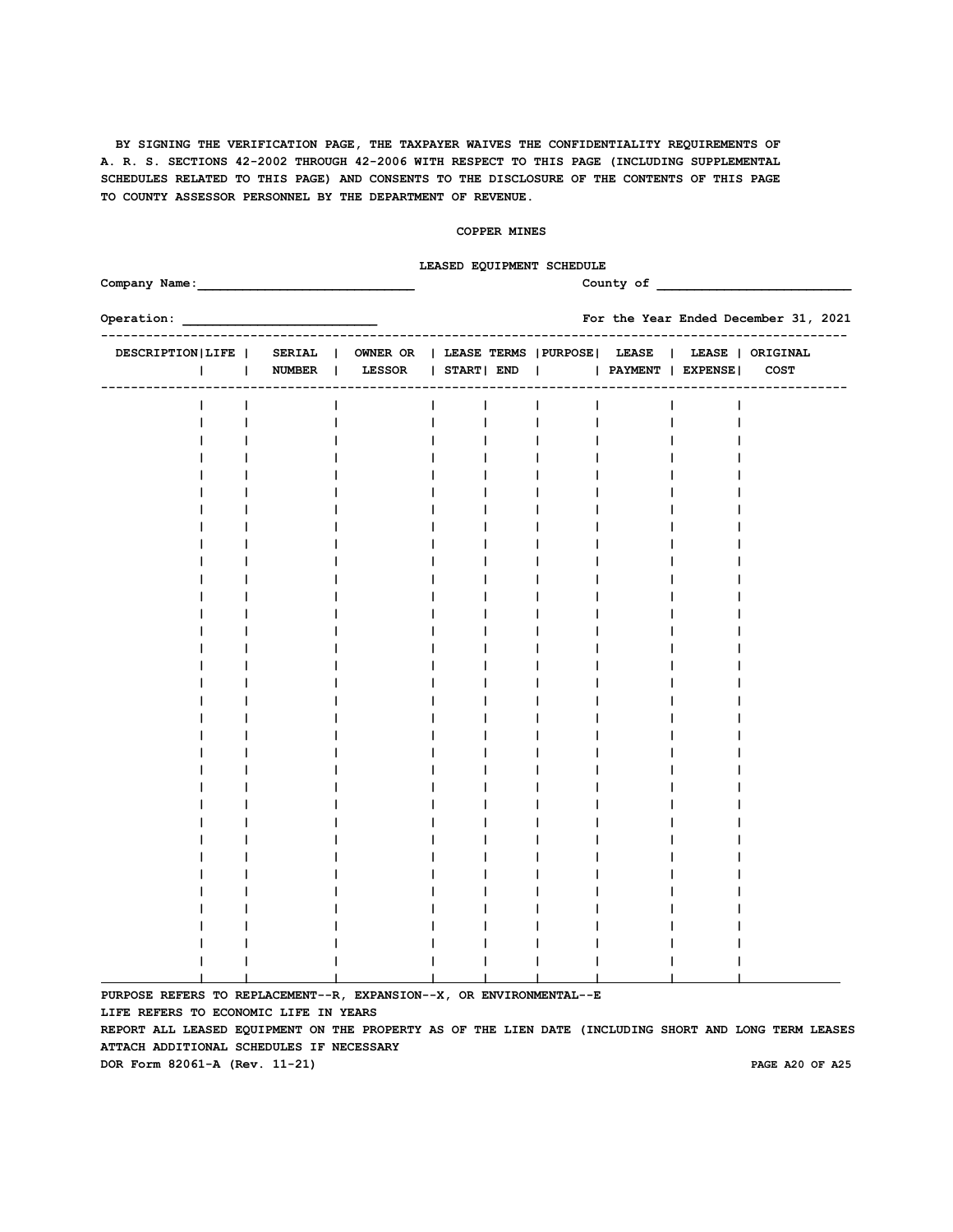BY SIGNING THE VERIFICATION PAGE, THE TAXPAYER WAIVES THE CONFIDENTIALITY REQUIREMENTS OF A. R. S. SECTIONS 42-2002 THROUGH 42-2006 WITH RESPECT TO THIS PAGE (INCLUDING SUPPLEMENTAL SCHEDULES RELATED TO THIS PAGE) AND CONSENTS TO THE DISCLOSURE OF THE CONTENTS OF THIS PAGE TO COUNTY ASSESSOR PERSONNEL BY THE DEPARTMENT OF REVENUE.

COPPER MINES

LEASED EQUIPMENT SCHEDULE

Company Name:____________________________ County of _________________________

Operation: __________________________ For the Year Ended December 31, 2021

| DESCRIPTION | LIFE | SERIAL NUMBER | OWNER OR LESSOR | LEASE TERMS START | LEASE TERMS END | PURPOSE | LEASE PAYMENT | LEASE EXPENSE | ORIGINAL COST |
|---|---|---|---|---|---|---|---|---|---|
| | | | | | | | | | |
| | | | | | | | | | |
| | | | | | | | | | |
| | | | | | | | | | |
| | | | | | | | | | |
| | | | | | | | | | |
| | | | | | | | | | |
| | | | | | | | | | |
| | | | | | | | | | |
| | | | | | | | | | |
| | | | | | | | | | |
| | | | | | | | | | |
| | | | | | | | | | |
| | | | | | | | | | |
| | | | | | | | | | |
| | | | | | | | | | |
| | | | | | | | | | |
| | | | | | | | | | |
| | | | | | | | | | |
| | | | | | | | | | |
| | | | | | | | | | |
| | | | | | | | | | |
| | | | | | | | | | |
| | | | | | | | | | |
| | | | | | | | | | |
| | | | | | | | | | |
| | | | | | | | | | |
| | | | | | | | | | |
| | | | | | | | | | |
| | | | | | | | | | |
| | | | | | | | | | |
| | | | | | | | | | |
| | | | | | | | | | |
| | | | | | | | | | |

PURPOSE REFERS TO REPLACEMENT--R, EXPANSION--X, OR ENVIRONMENTAL--E

LIFE REFERS TO ECONOMIC LIFE IN YEARS

REPORT ALL LEASED EQUIPMENT ON THE PROPERTY AS OF THE LIEN DATE (INCLUDING SHORT AND LONG TERM LEASES

ATTACH ADDITIONAL SCHEDULES IF NECESSARY

DOR Form 82061-A (Rev. 11-21)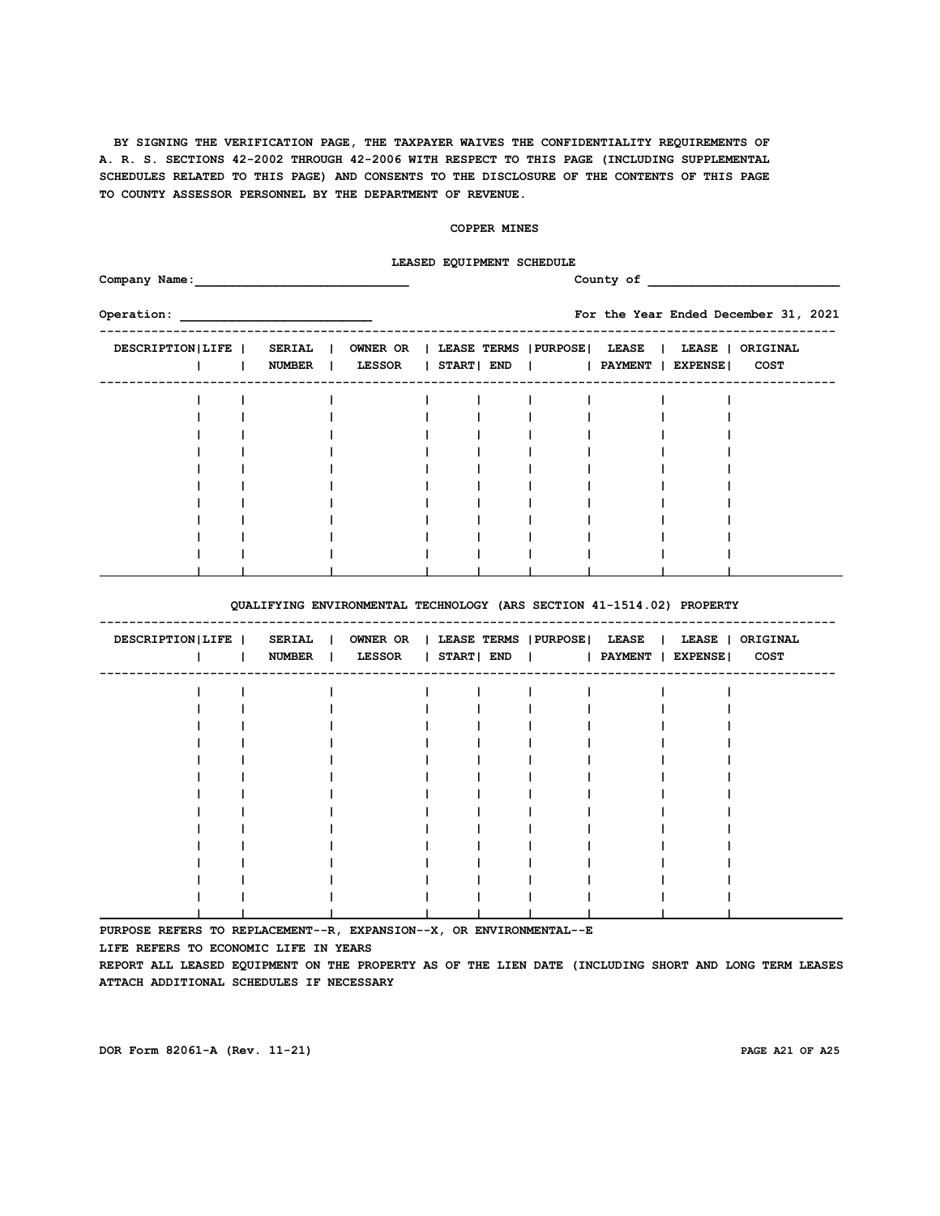BY SIGNING THE VERIFICATION PAGE, THE TAXPAYER WAIVES THE CONFIDENTIALITY REQUIREMENTS OF A. R. S. SECTIONS 42-2002 THROUGH 42-2006 WITH RESPECT TO THIS PAGE (INCLUDING SUPPLEMENTAL SCHEDULES RELATED TO THIS PAGE) AND CONSENTS TO THE DISCLOSURE OF THE CONTENTS OF THIS PAGE TO COUNTY ASSESSOR PERSONNEL BY THE DEPARTMENT OF REVENUE.

## COPPER MINES

### LEASED EQUIPMENT SCHEDULE

Company Name:____________________________ County of ___________________________

Operation: __________________________ For the Year Ended December 31, 2021

| DESCRIPTION | LIFE | SERIAL NUMBER | OWNER OR LESSOR | LEASE TERMS START | END | PURPOSE | LEASE PAYMENT | LEASE EXPENSE | ORIGINAL COST |
|---|---|---|---|---|---|---|---|---|---|
| | | | | | | | | | |
| | | | | | | | | | |
| | | | | | | | | | |
| | | | | | | | | | |
| | | | | | | | | | |
| | | | | | | | | | |
| | | | | | | | | | |
| | | | | | | | | | |
| | | | | | | | | | |
| | | | | | | | | | |

### QUALIFYING ENVIRONMENTAL TECHNOLOGY (ARS SECTION 41-1514.02) PROPERTY

| DESCRIPTION | LIFE | SERIAL NUMBER | OWNER OR LESSOR | LEASE TERMS START | END | PURPOSE | LEASE PAYMENT | LEASE EXPENSE | ORIGINAL COST |
|---|---|---|---|---|---|---|---|---|---|
| | | | | | | | | | |
| | | | | | | | | | |
| | | | | | | | | | |
| | | | | | | | | | |
| | | | | | | | | | |
| | | | | | | | | | |
| | | | | | | | | | |
| | | | | | | | | | |
| | | | | | | | | | |
| | | | | | | | | | |
| | | | | | | | | | |
| | | | | | | | | | |
| | | | | | | | | | |
| | | | | | | | | | |

PURPOSE REFERS TO REPLACEMENT--R, EXPANSION--X, OR ENVIRONMENTAL--E

LIFE REFERS TO ECONOMIC LIFE IN YEARS

REPORT ALL LEASED EQUIPMENT ON THE PROPERTY AS OF THE LIEN DATE (INCLUDING SHORT AND LONG TERM LEASES

ATTACH ADDITIONAL SCHEDULES IF NECESSARY

DOR Form 82061-A (Rev. 11-21)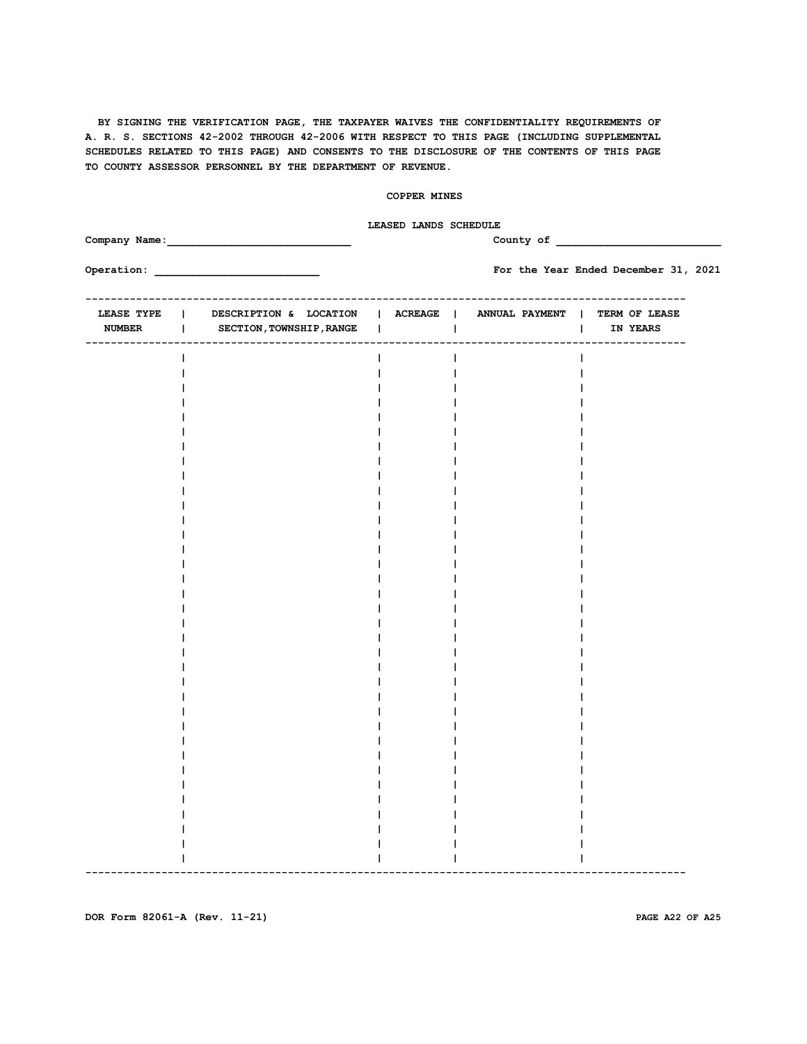BY SIGNING THE VERIFICATION PAGE, THE TAXPAYER WAIVES THE CONFIDENTIALITY REQUIREMENTS OF A. R. S. SECTIONS 42-2002 THROUGH 42-2006 WITH RESPECT TO THIS PAGE (INCLUDING SUPPLEMENTAL SCHEDULES RELATED TO THIS PAGE) AND CONSENTS TO THE DISCLOSURE OF THE CONTENTS OF THIS PAGE TO COUNTY ASSESSOR PERSONNEL BY THE DEPARTMENT OF REVENUE.

## COPPER MINES

## LEASED LANDS SCHEDULE

Company Name:____________________________ County of _________________________

Operation: __________________________ For the Year Ended December 31, 2021

| LEASE TYPE NUMBER | DESCRIPTION & LOCATION SECTION,TOWNSHIP,RANGE | ACREAGE | ANNUAL PAYMENT | TERM OF LEASE IN YEARS |
|---|---|---|---|---|
| | | | | |
| | | | | |
| | | | | |
| | | | | |
| | | | | |
| | | | | |
| | | | | |
| | | | | |
| | | | | |
| | | | | |
| | | | | |
| | | | | |
| | | | | |
| | | | | |
| | | | | |
| | | | | |
| | | | | |
| | | | | |
| | | | | |
| | | | | |
| | | | | |
| | | | | |
| | | | | |
| | | | | |
| | | | | |
| | | | | |
| | | | | |
| | | | | |
| | | | | |
| | | | | |
| | | | | |
| | | | | |
| | | | | |
| | | | | |
| | | | | |

DOR Form 82061-A (Rev. 11-21)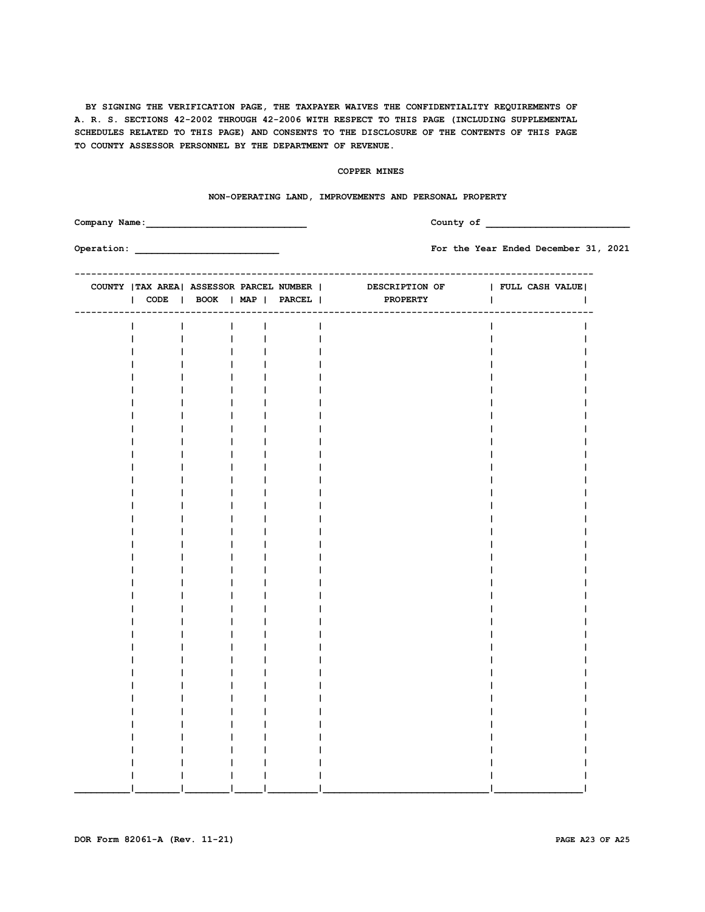BY SIGNING THE VERIFICATION PAGE, THE TAXPAYER WAIVES THE CONFIDENTIALITY REQUIREMENTS OF A. R. S. SECTIONS 42-2002 THROUGH 42-2006 WITH RESPECT TO THIS PAGE (INCLUDING SUPPLEMENTAL SCHEDULES RELATED TO THIS PAGE) AND CONSENTS TO THE DISCLOSURE OF THE CONTENTS OF THIS PAGE TO COUNTY ASSESSOR PERSONNEL BY THE DEPARTMENT OF REVENUE.

## COPPER MINES

### NON-OPERATING LAND, IMPROVEMENTS AND PERSONAL PROPERTY

Company Name:____________________________ County of _________________________

Operation: __________________________ For the Year Ended December 31, 2021

| COUNTY | TAX AREA CODE | ASSESSOR PARCEL NUMBER BOOK | MAP | PARCEL | DESCRIPTION OF PROPERTY | FULL CASH VALUE |
|---|---|---|---|---|---|---|
| | | | | | | |
| | | | | | | |
| | | | | | | |
| | | | | | | |
| | | | | | | |
| | | | | | | |
| | | | | | | |
| | | | | | | |
| | | | | | | |
| | | | | | | |
| | | | | | | |
| | | | | | | |
| | | | | | | |
| | | | | | | |
| | | | | | | |
| | | | | | | |
| | | | | | | |
| | | | | | | |
| | | | | | | |
| | | | | | | |
| | | | | | | |
| | | | | | | |
| | | | | | | |
| | | | | | | |
| | | | | | | |
| | | | | | | |
| | | | | | | |
| | | | | | | |
| | | | | | | |
| | | | | | | |
| | | | | | | |
| | | | | | | |
| | | | | | | |
| | | | | | | |
| | | | | | | |
| | | | | | | |
| | | | | | | |

DOR Form 82061-A (Rev. 11-21)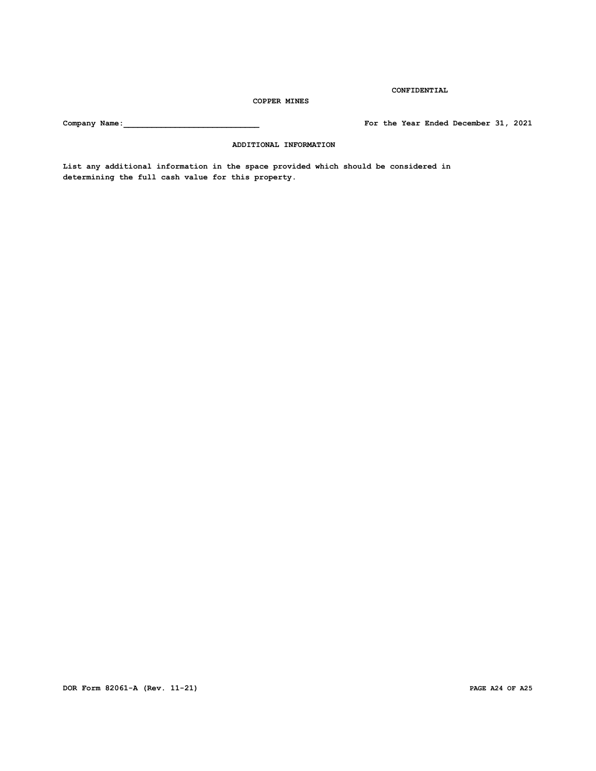CONFIDENTIAL

**COPPER MINES**

Company Name:____________________________ For the Year Ended December 31, 2021

## ADDITIONAL INFORMATION

List any additional information in the space provided which should be considered in determining the full cash value for this property.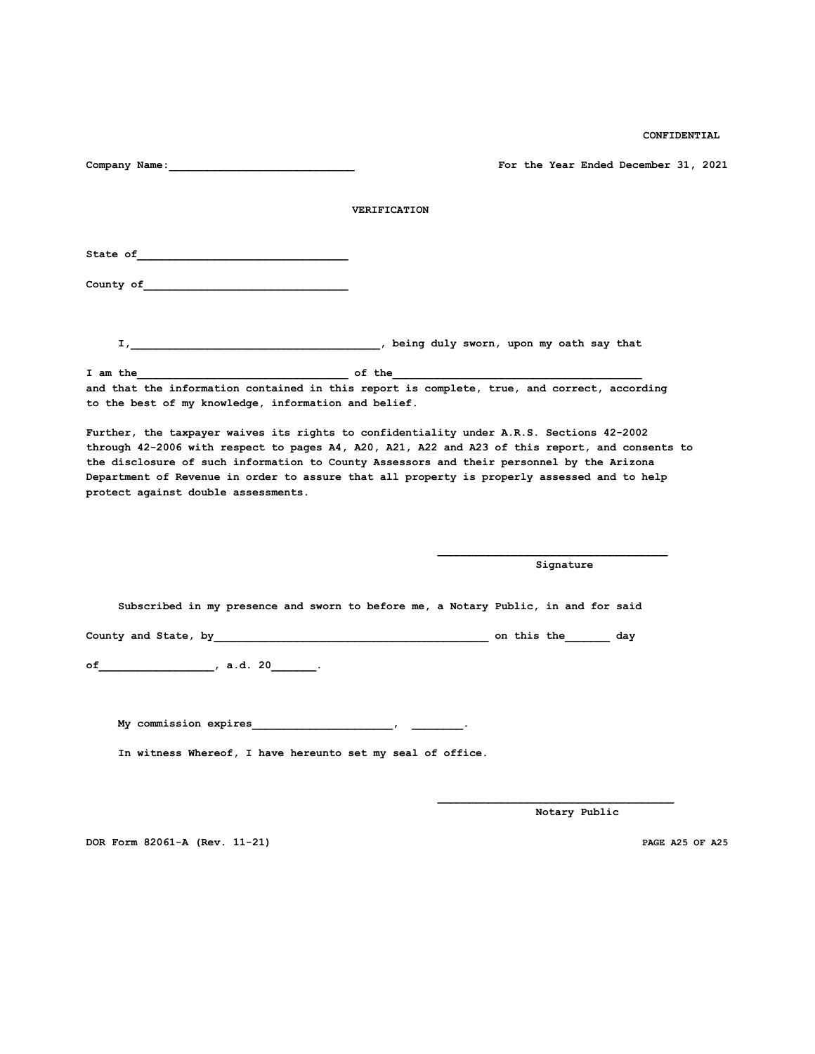CONFIDENTIAL

Company Name:_____________________________ For the Year Ended December 31, 2021

## VERIFICATION

State of_________________________________

County of________________________________

I,______________________________________, being duly sworn, upon my oath say that

I am the_________________________________ of the_______________________________________
and that the information contained in this report is complete, true, and correct, according to the best of my knowledge, information and belief.

Further, the taxpayer waives its rights to confidentiality under A.R.S. Sections 42-2002 through 42-2006 with respect to pages A4, A20, A21, A22 and A23 of this report, and consents to the disclosure of such information to County Assessors and their personnel by the Arizona Department of Revenue in order to assure that all property is properly assessed and to help protect against double assessments.

____________________________________
Signature

Subscribed in my presence and sworn to before me, a Notary Public, in and for said

County and State, by___________________________________________ on this the_______ day

of_________________, a.d. 20_______.

My commission expires_____________________, ________.

In witness Whereof, I have hereunto set my seal of office.

_____________________________________
Notary Public

DOR Form 82061-A (Rev. 11-21)